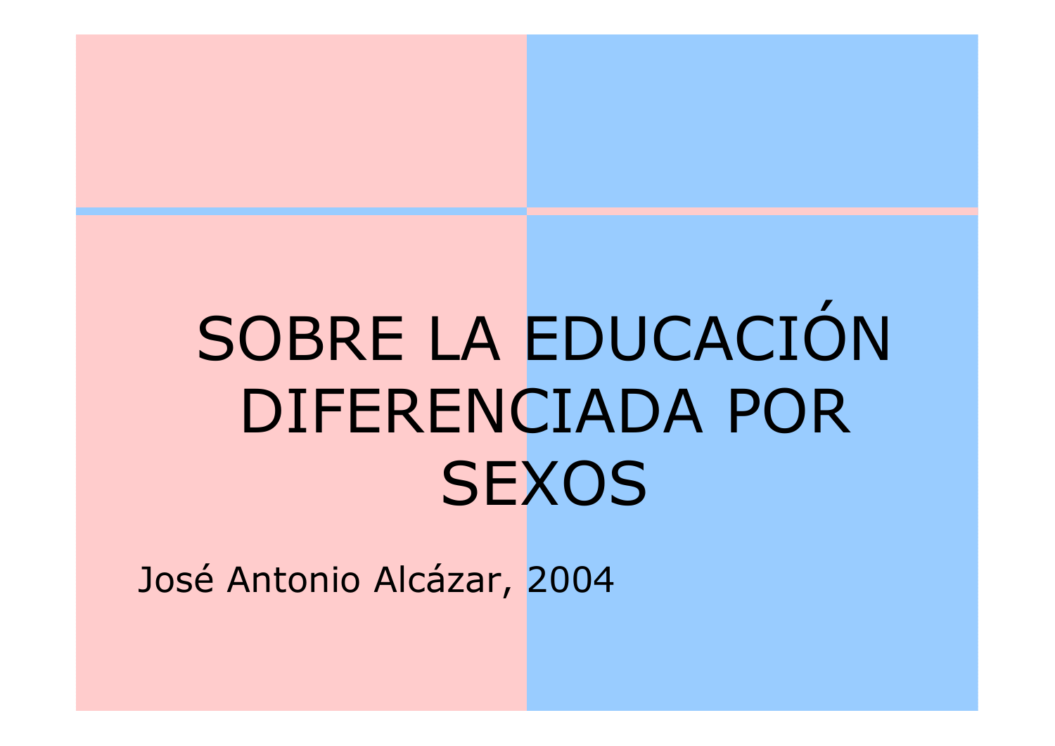# SOBRE LA EDUCACIÓN DIFERENCIADA POR SEXOS

José Antonio Alcázar, 2004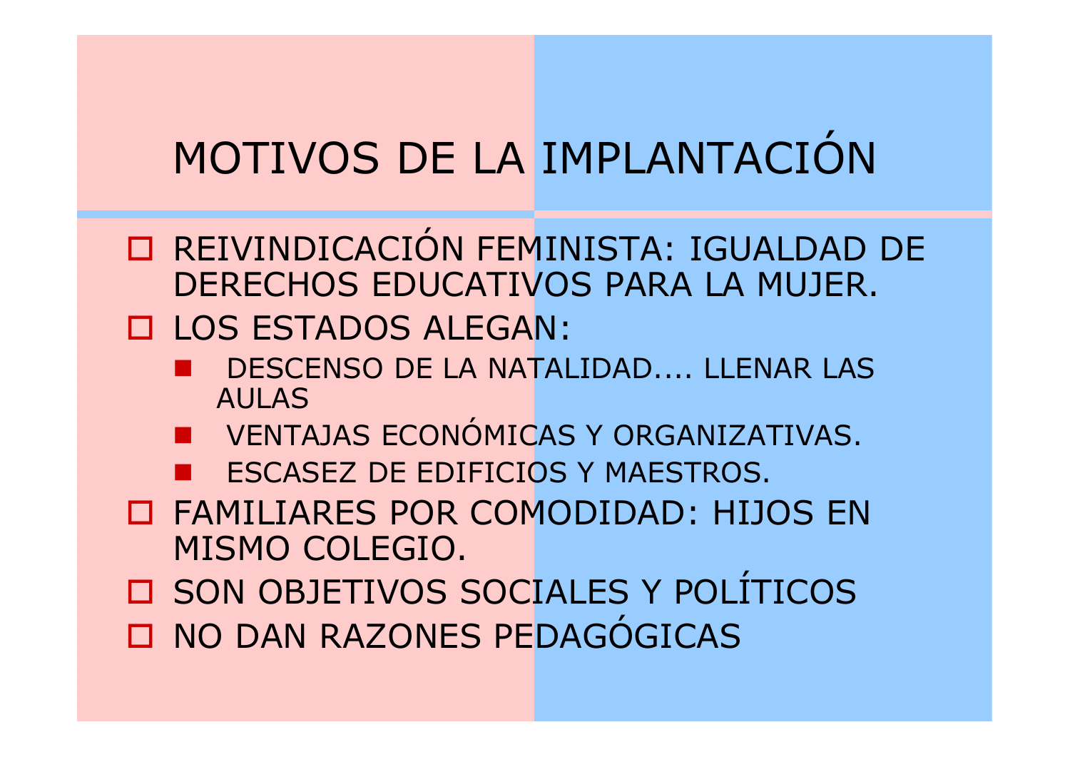# MOTIVOS DE LA IMPLANTACIÓN

- REIVINDICACIÓN FEMINISTA: IGUALDAD DE DERECHOS EDUCATIVOS PARA LA MUJER.
- LOS ESTADOS ALEGAN:
  - DESCENSO DE LA NATALIDAD.... LLENAR LAS AULAS
  - VENTAJAS ECONÓMICAS Y ORGANIZATIVAS.
  - ESCASEZ DE EDIFICIOS Y MAESTROS.
- FAMILIARES POR COMODIDAD: HIJOS EN MISMO COLEGIO.
- SON OBJETIVOS SOCIALES Y POLÍTICOS
- NO DAN RAZONES PEDAGÓGICAS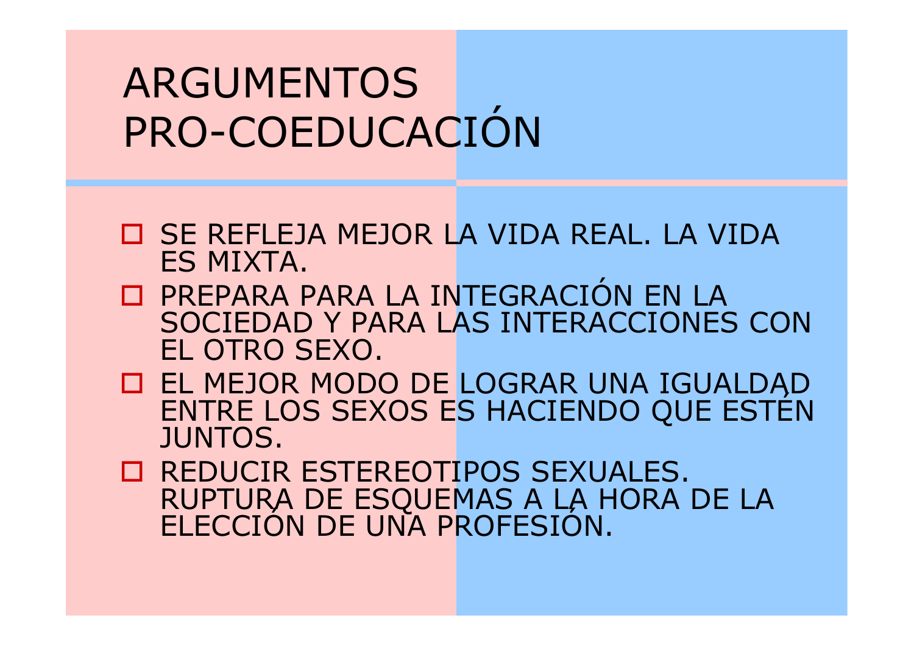# ARGUMENTOS PRO-COEDUCACIÓN

- SE REFLEJA MEJOR LA VIDA REAL. LA VIDA ES MIXTA.
- PREPARA PARA LA INTEGRACIÓN EN LA SOCIEDAD Y PARA LAS INTERACCIONES CON EL OTRO SEXO.
- EL MEJOR MODO DE LOGRAR UNA IGUALDAD ENTRE LOS SEXOS ES HACIENDO QUE ESTÉN JUNTOS.
- REDUCIR ESTEREOTIPOS SEXUALES. RUPTURA DE ESQUEMAS A LA HORA DE LA ELECCIÓN DE UNA PROFESIÓN.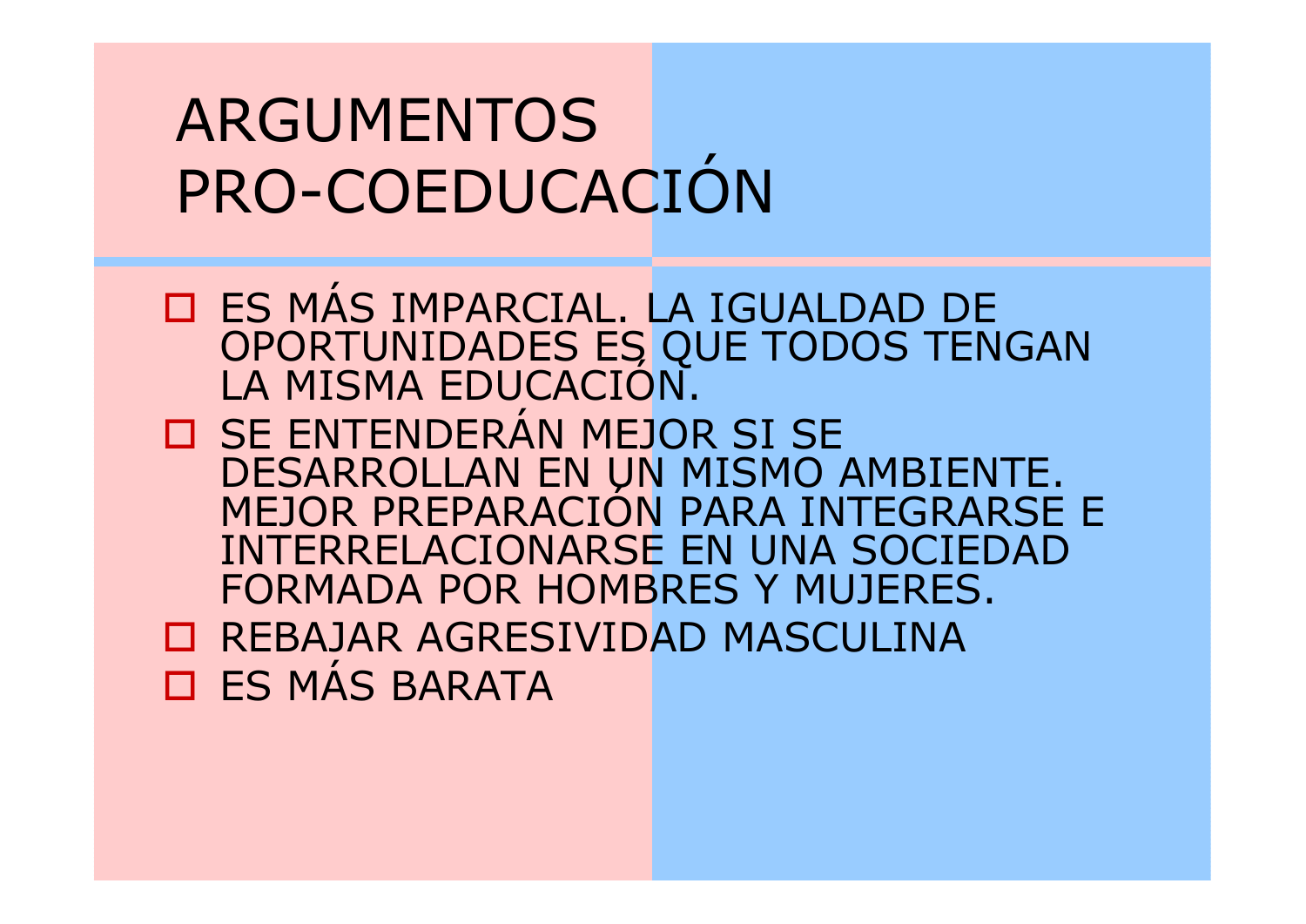# ARGUMENTOS PRO-COEDUCACIÓN

- ES MÁS IMPARCIAL. LA IGUALDAD DE OPORTUNIDADES ES QUE TODOS TENGAN LA MISMA EDUCACIÓN.
- SE ENTENDERÁN MEJOR SI SE DESARROLLAN EN UN MISMO AMBIENTE. MEJOR PREPARACIÓN PARA INTEGRARSE E INTERRELACIONARSE EN UNA SOCIEDAD FORMADA POR HOMBRES Y MUJERES.
- REBAJAR AGRESIVIDAD MASCULINA
- ES MÁS BARATA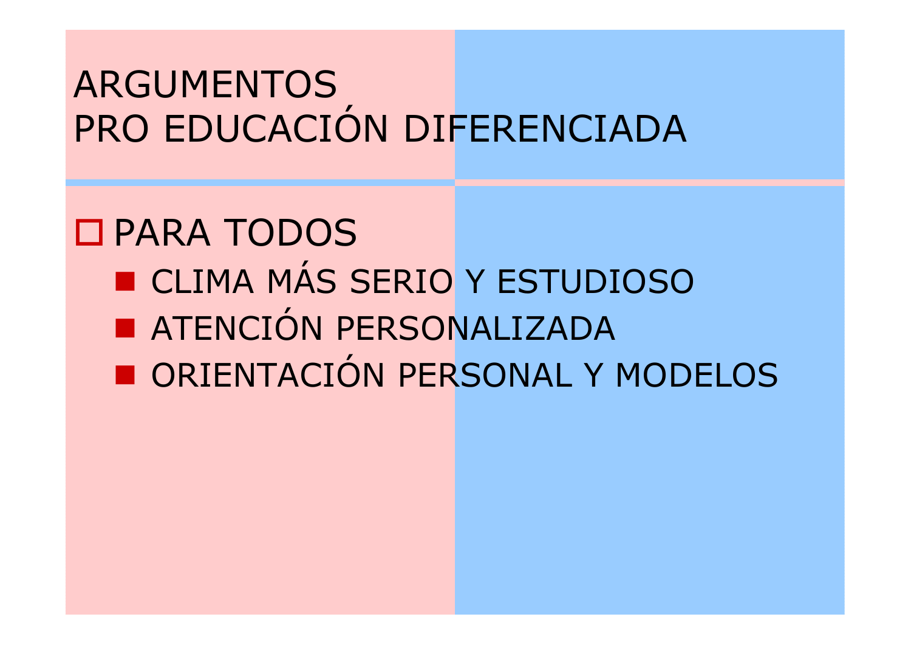# ARGUMENTOS PRO EDUCACIÓN DIFERENCIADA

- PARA TODOS
  - CLIMA MÁS SERIO Y ESTUDIOSO
  - ATENCIÓN PERSONALIZADA
  - ORIENTACIÓN PERSONAL Y MODELOS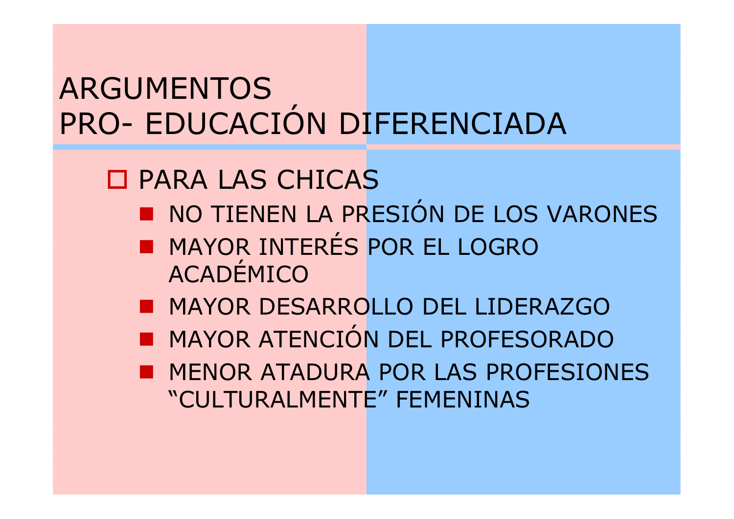# ARGUMENTOS PRO- EDUCACIÓN DIFERENCIADA

- PARA LAS CHICAS
  - NO TIENEN LA PRESIÓN DE LOS VARONES
  - MAYOR INTERÉS POR EL LOGRO ACADÉMICO
  - MAYOR DESARROLLO DEL LIDERAZGO
  - MAYOR ATENCIÓN DEL PROFESORADO
  - MENOR ATADURA POR LAS PROFESIONES "CULTURALMENTE" FEMENINAS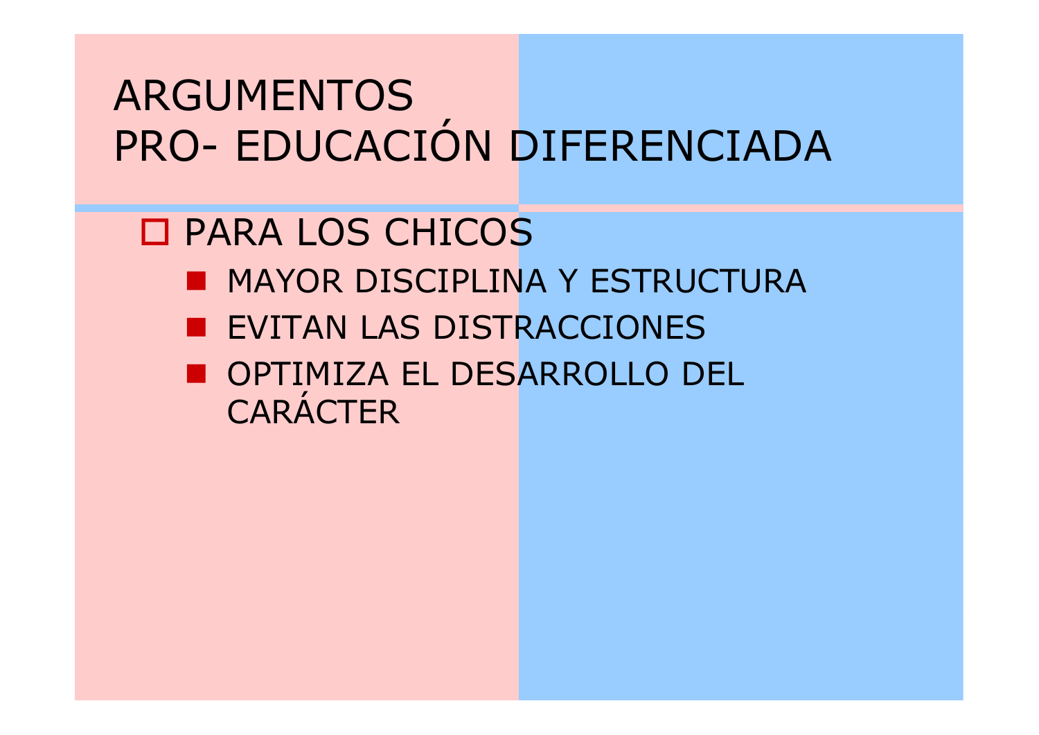# ARGUMENTOS PRO- EDUCACIÓN DIFERENCIADA

- PARA LOS CHICOS
  - MAYOR DISCIPLINA Y ESTRUCTURA
  - EVITAN LAS DISTRACCIONES
  - OPTIMIZA EL DESARROLLO DEL CARÁCTER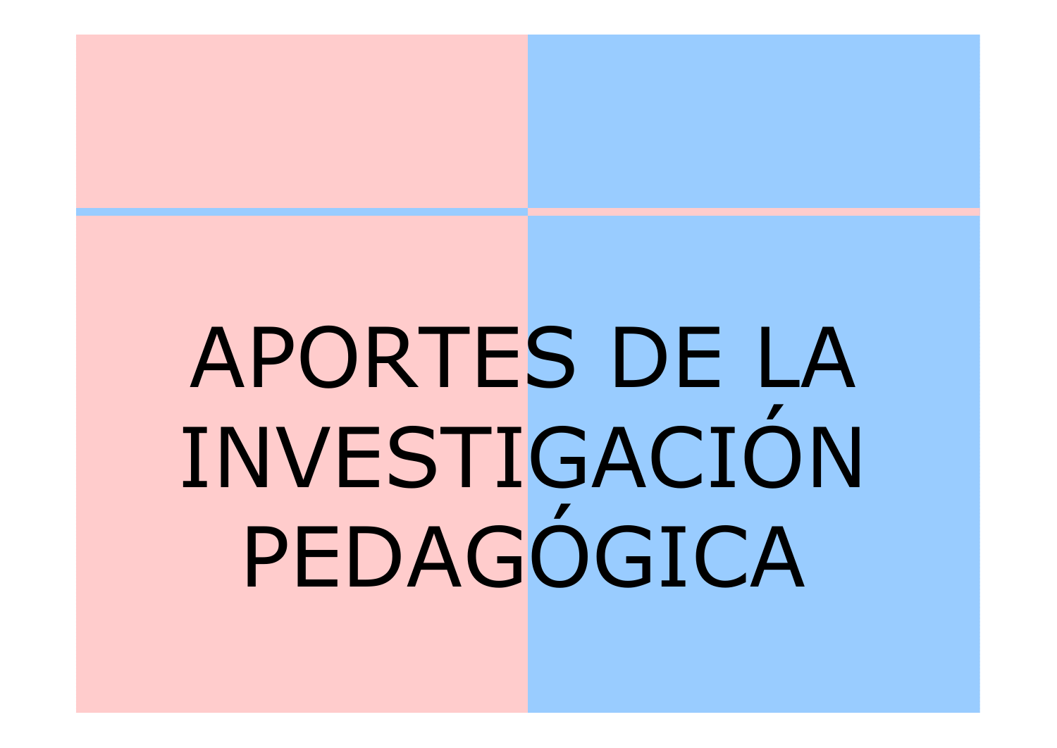# APORTES DE LA INVESTIGACIÓN PEDAGÓGICA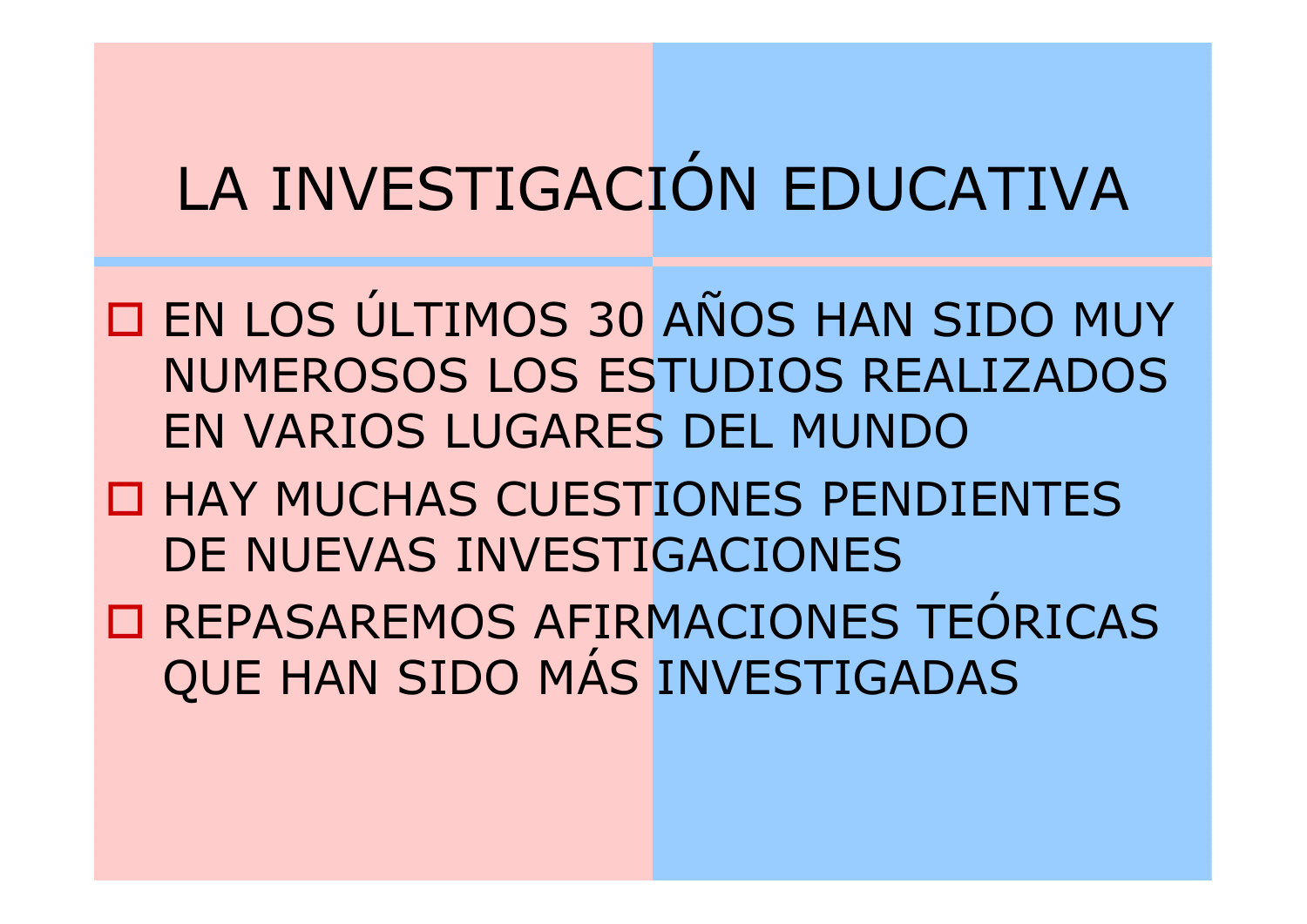# LA INVESTIGACIÓN EDUCATIVA

- EN LOS ÚLTIMOS 30 AÑOS HAN SIDO MUY NUMEROSOS LOS ESTUDIOS REALIZADOS EN VARIOS LUGARES DEL MUNDO
- HAY MUCHAS CUESTIONES PENDIENTES DE NUEVAS INVESTIGACIONES
- REPASAREMOS AFIRMACIONES TEÓRICAS QUE HAN SIDO MÁS INVESTIGADAS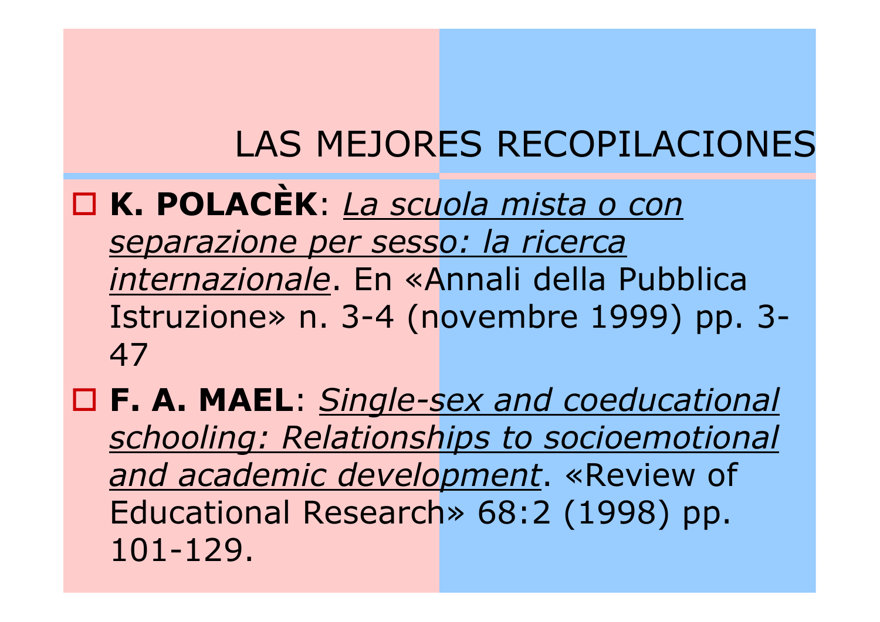# LAS MEJORES RECOPILACIONES

- **K. POLACÈK**: *La scuola mista o con separazione per sesso: la ricerca internazionale*. En «Annali della Pubblica Istruzione» n. 3-4 (novembre 1999) pp. 3-47
- **F. A. MAEL**: *Single-sex and coeducational schooling: Relationships to socioemotional and academic development*. «Review of Educational Research» 68:2 (1998) pp. 101-129.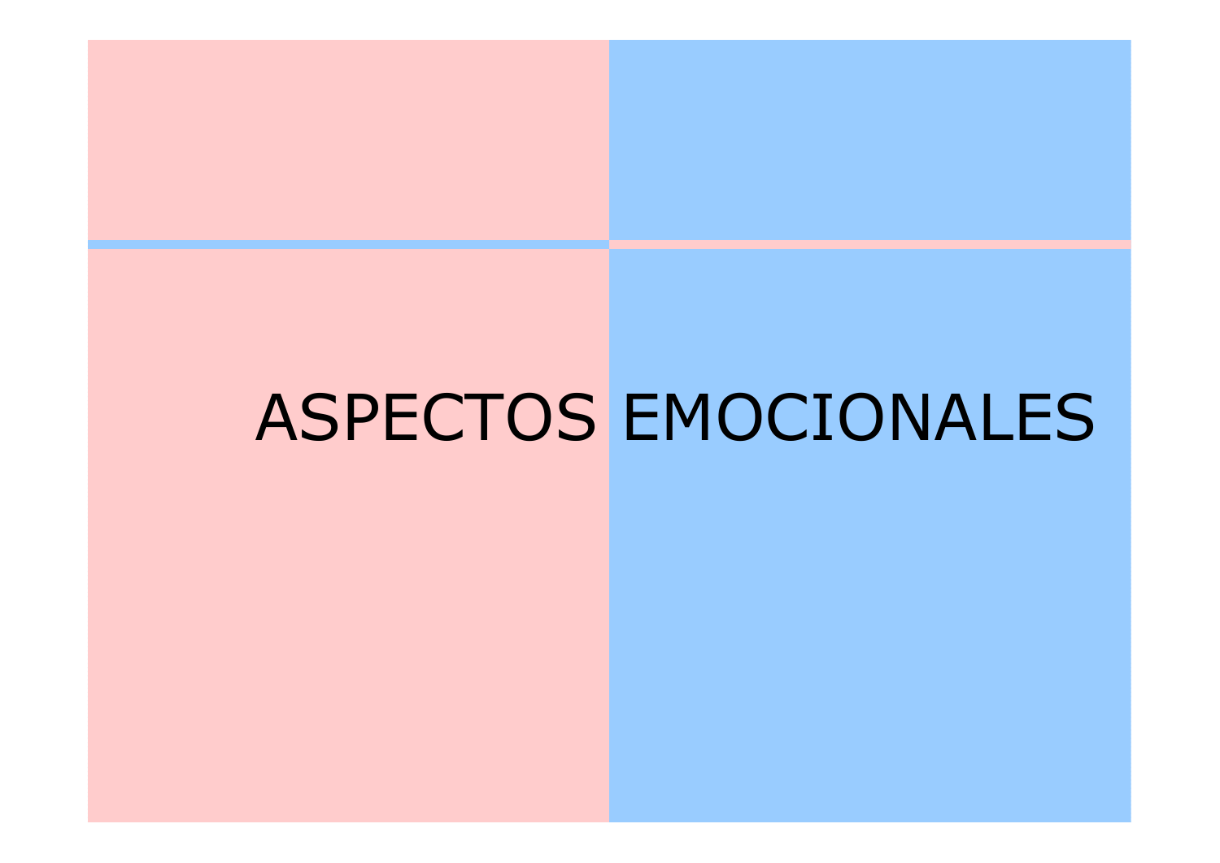# ASPECTOS EMOCIONALES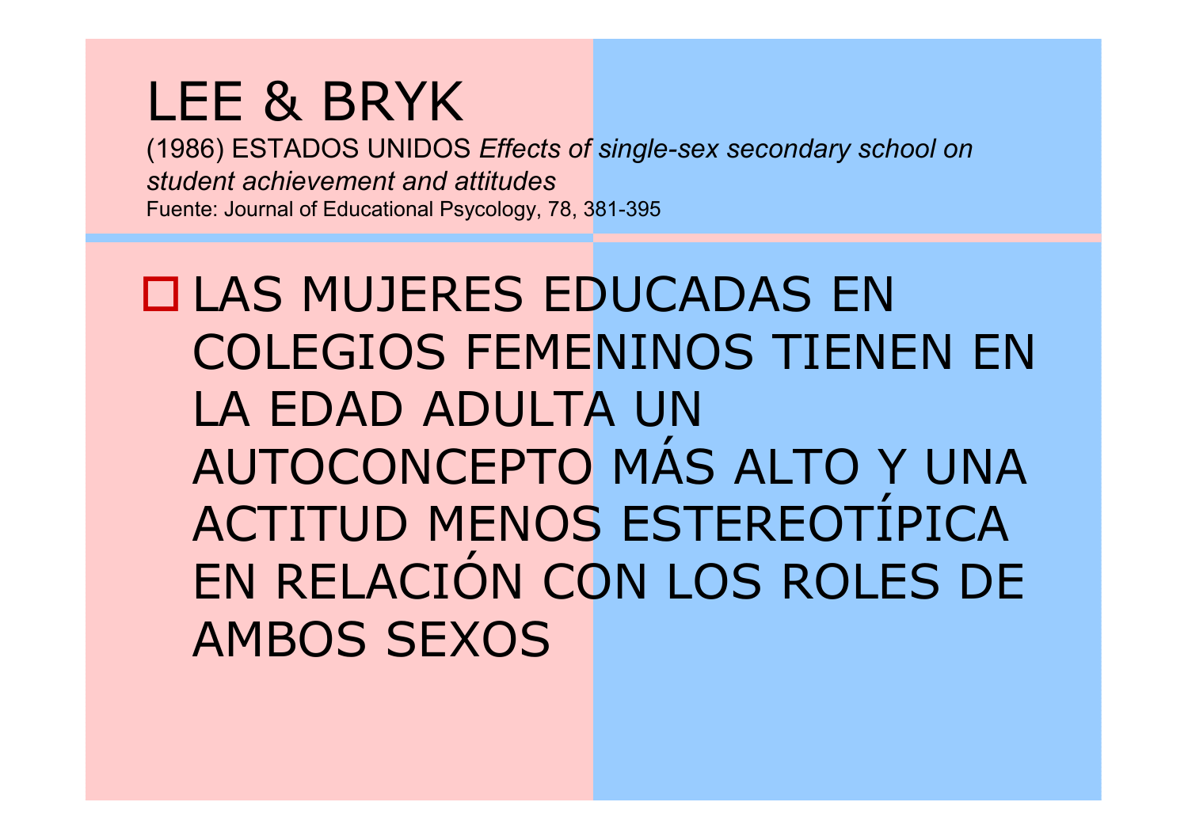# LEE & BRYK

(1986) ESTADOS UNIDOS *Effects of single-sex secondary school on student achievement and attitudes*

Fuente: Journal of Educational Psycology, 78, 381-395

- LAS MUJERES EDUCADAS EN COLEGIOS FEMENINOS TIENEN EN LA EDAD ADULTA UN AUTOCONCEPTO MÁS ALTO Y UNA ACTITUD MENOS ESTEREOTÍPICA EN RELACIÓN CON LOS ROLES DE AMBOS SEXOS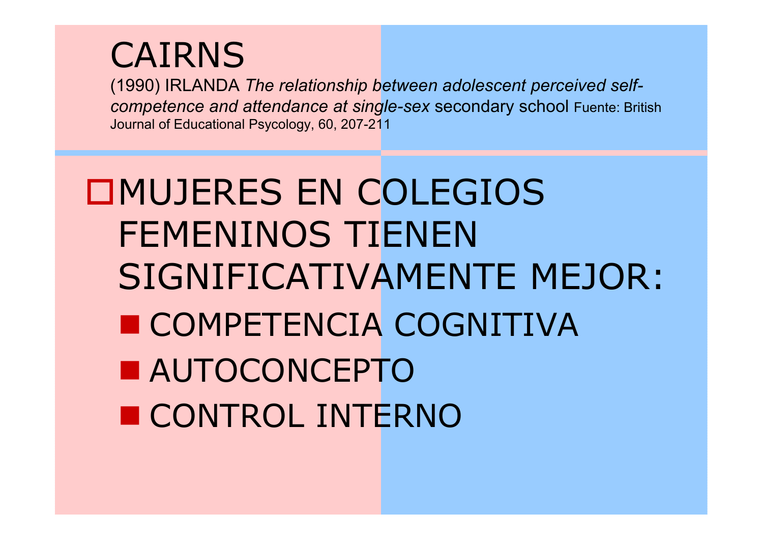# CAIRNS

(1990) IRLANDA *The relationship between adolescent perceived self-competence and attendance at single-sex* secondary school Fuente: British Journal of Educational Psycology, 60, 207-211

- MUJERES EN COLEGIOS FEMENINOS TIENEN SIGNIFICATIVAMENTE MEJOR:
  - COMPETENCIA COGNITIVA
  - AUTOCONCEPTO
  - CONTROL INTERNO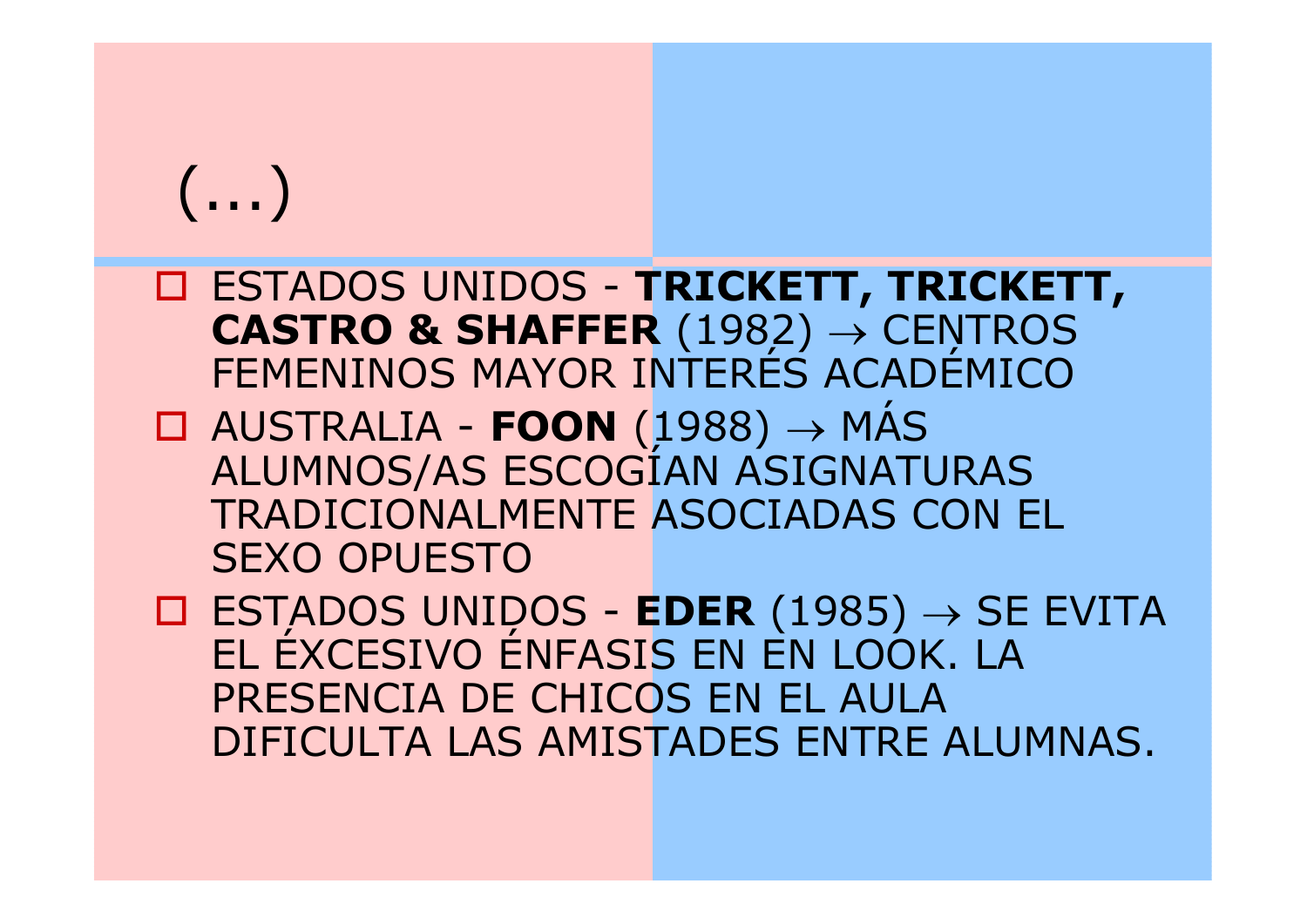# (...)

- ESTADOS UNIDOS - **TRICKETT, TRICKETT, CASTRO & SHAFFER** (1982) → CENTROS FEMENINOS MAYOR INTERÉS ACADÉMICO
- AUSTRALIA - **FOON** (1988) → MÁS ALUMNOS/AS ESCOGÍAN ASIGNATURAS TRADICIONALMENTE ASOCIADAS CON EL SEXO OPUESTO
- ESTADOS UNIDOS - **EDER** (1985) → SE EVITA EL EXCESIVO ÉNFASIS EN EN LOOK. LA PRESENCIA DE CHICOS EN EL AULA DIFICULTA LAS AMISTADES ENTRE ALUMNAS.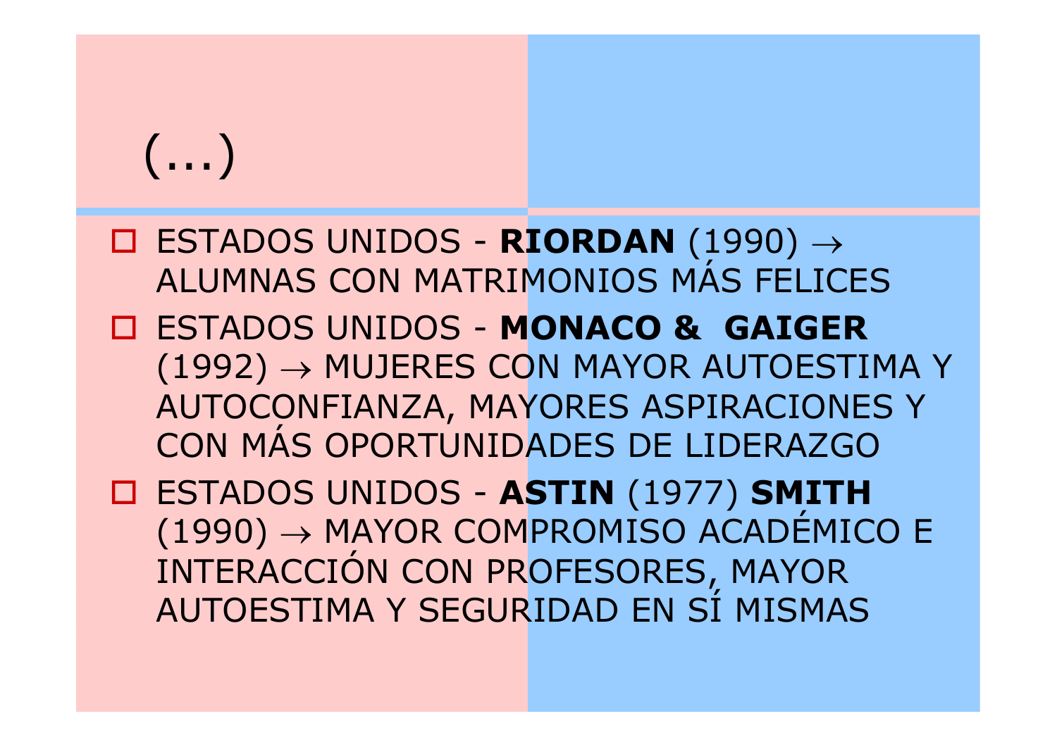# (...)

- ESTADOS UNIDOS - **RIORDAN** (1990) → ALUMNAS CON MATRIMONIOS MÁS FELICES
- ESTADOS UNIDOS - **MONACO & GAIGER** (1992) → MUJERES CON MAYOR AUTOESTIMA Y AUTOCONFIANZA, MAYORES ASPIRACIONES Y CON MÁS OPORTUNIDADES DE LIDERAZGO
- ESTADOS UNIDOS - **ASTIN** (1977) **SMITH** (1990) → MAYOR COMPROMISO ACADÉMICO E INTERACCIÓN CON PROFESORES, MAYOR AUTOESTIMA Y SEGURIDAD EN SÍ MISMAS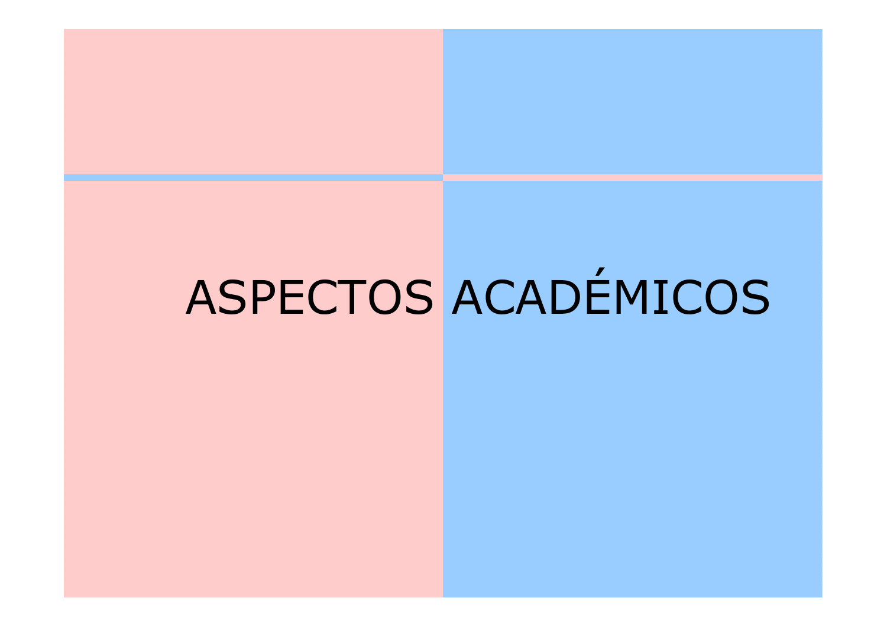# ASPECTOS ACADÉMICOS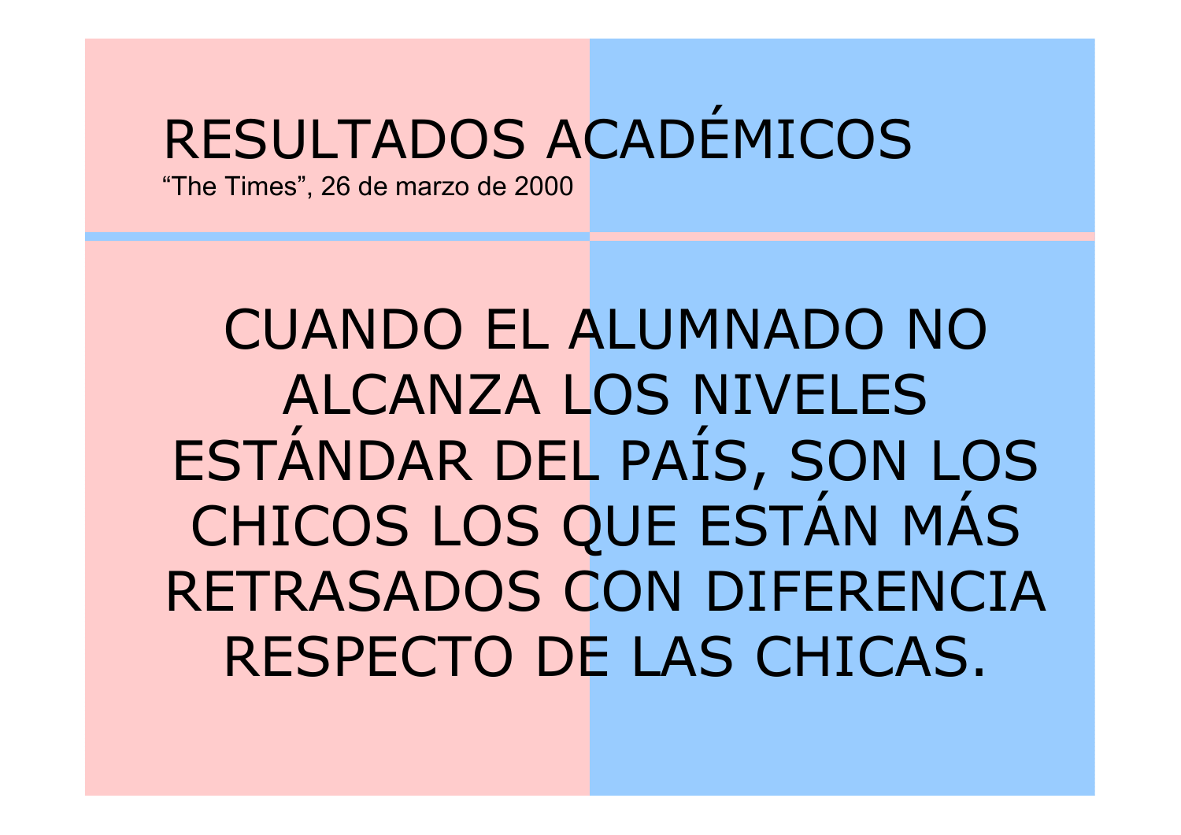# RESULTADOS ACADÉMICOS

"The Times", 26 de marzo de 2000

CUANDO EL ALUMNADO NO ALCANZA LOS NIVELES ESTÁNDAR DEL PAÍS, SON LOS CHICOS LOS QUE ESTÁN MÁS RETRASADOS CON DIFERENCIA RESPECTO DE LAS CHICAS.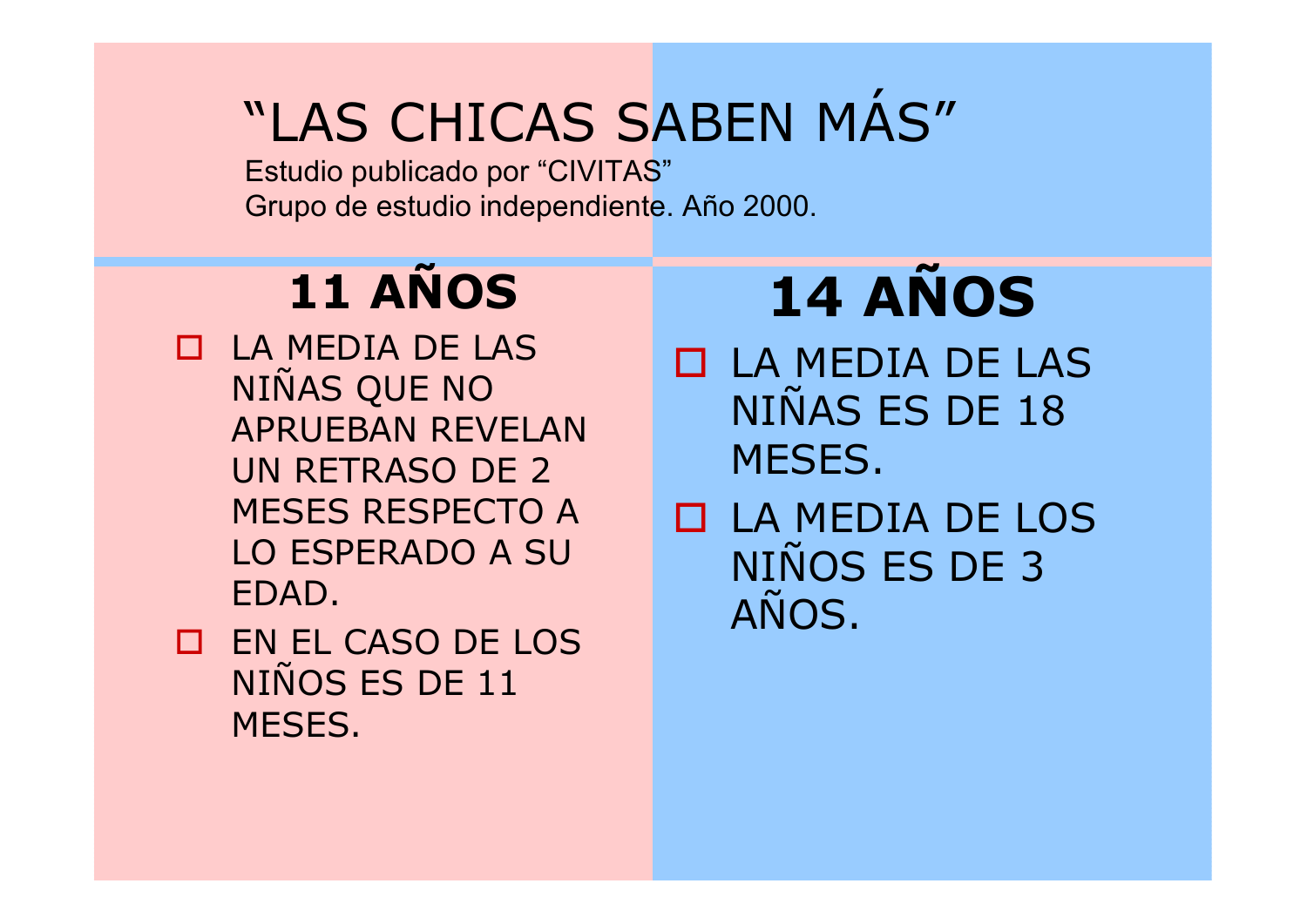# "LAS CHICAS SABEN MÁS"

Estudio publicado por "CIVITAS"
Grupo de estudio independiente. Año 2000.

## 11 AÑOS

- LA MEDIA DE LAS NIÑAS QUE NO APRUEBAN REVELAN UN RETRASO DE 2 MESES RESPECTO A LO ESPERADO A SU EDAD.
- EN EL CASO DE LOS NIÑOS ES DE 11 MESES.

## 14 AÑOS

- LA MEDIA DE LAS NIÑAS ES DE 18 MESES.
- LA MEDIA DE LOS NIÑOS ES DE 3 AÑOS.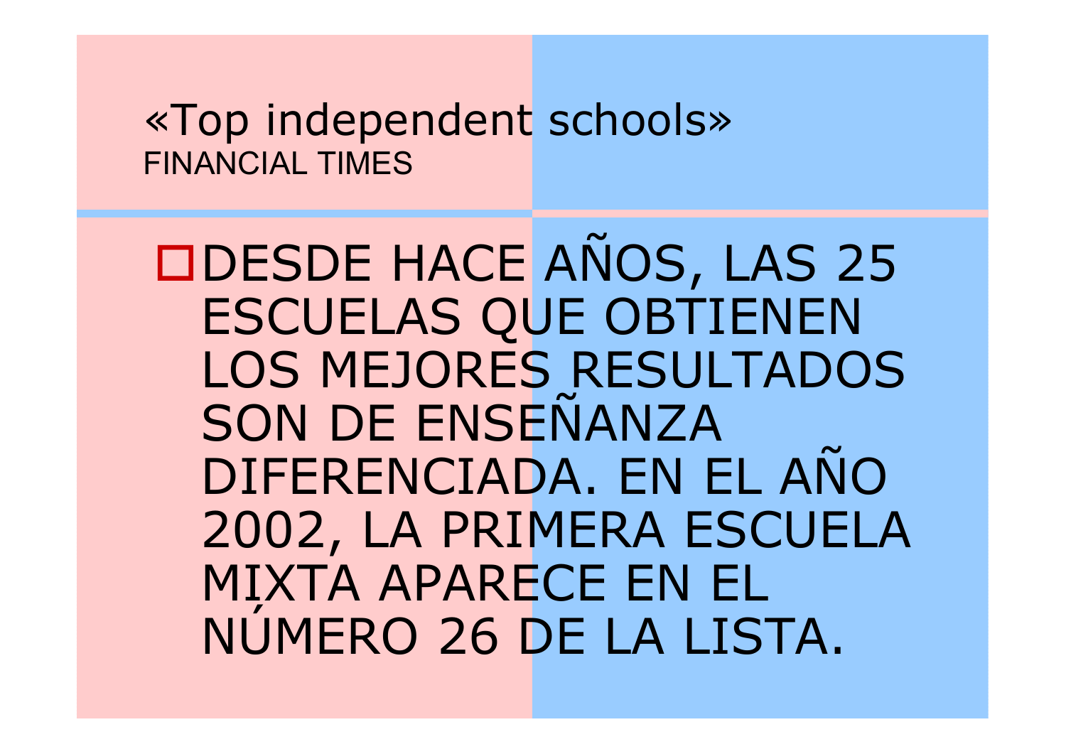# «Top independent schools»

FINANCIAL TIMES

- DESDE HACE AÑOS, LAS 25 ESCUELAS QUE OBTIENEN LOS MEJORES RESULTADOS SON DE ENSEÑANZA DIFERENCIADA. EN EL AÑO 2002, LA PRIMERA ESCUELA MIXTA APARECE EN EL NÚMERO 26 DE LA LISTA.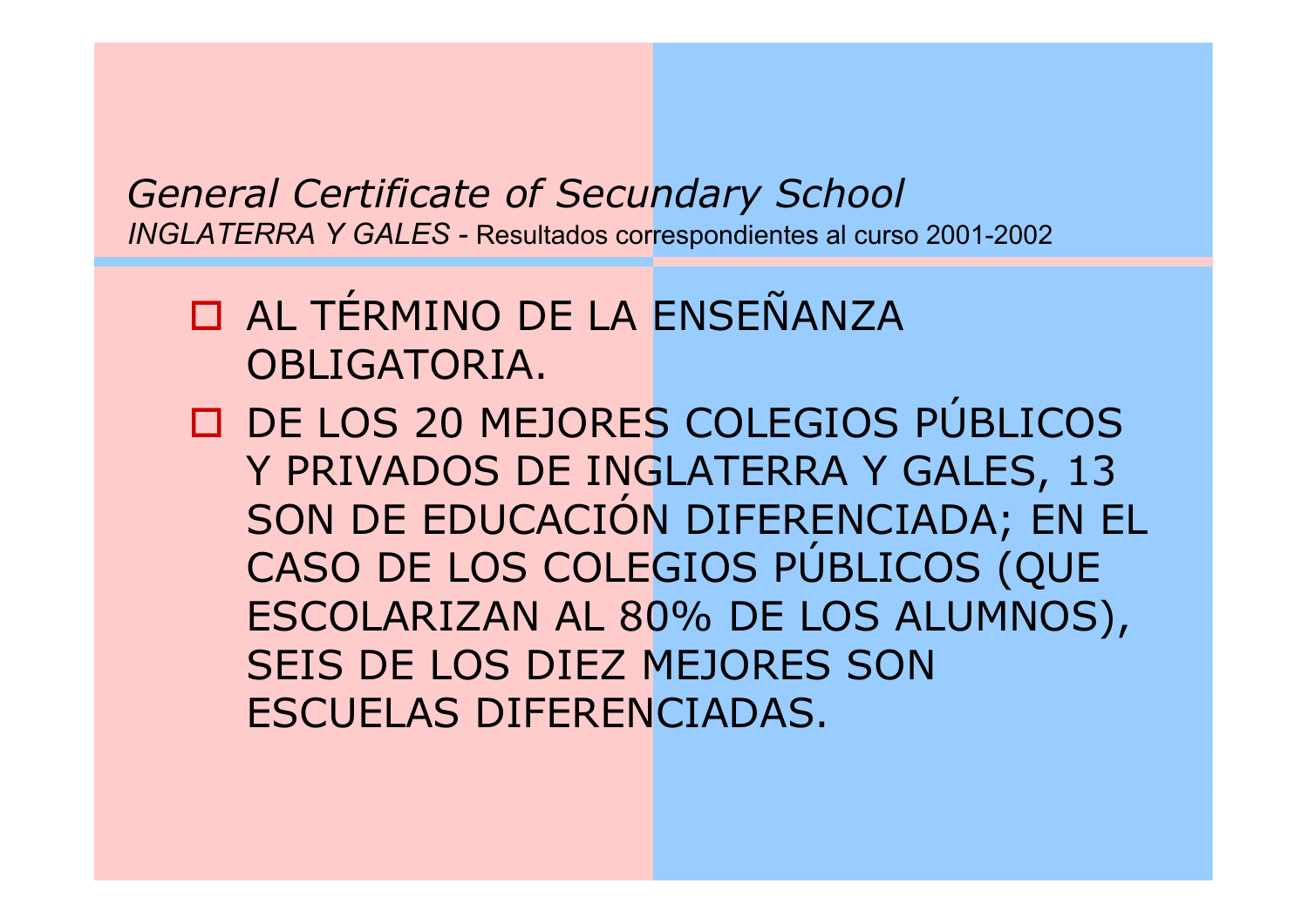## *General Certificate of Secundary School*

*INGLATERRA Y GALES* - Resultados correspondientes al curso 2001-2002

- AL TÉRMINO DE LA ENSEÑANZA OBLIGATORIA.
- DE LOS 20 MEJORES COLEGIOS PÚBLICOS Y PRIVADOS DE INGLATERRA Y GALES, 13 SON DE EDUCACIÓN DIFERENCIADA; EN EL CASO DE LOS COLEGIOS PÚBLICOS (QUE ESCOLARIZAN AL 80% DE LOS ALUMNOS), SEIS DE LOS DIEZ MEJORES SON ESCUELAS DIFERENCIADAS.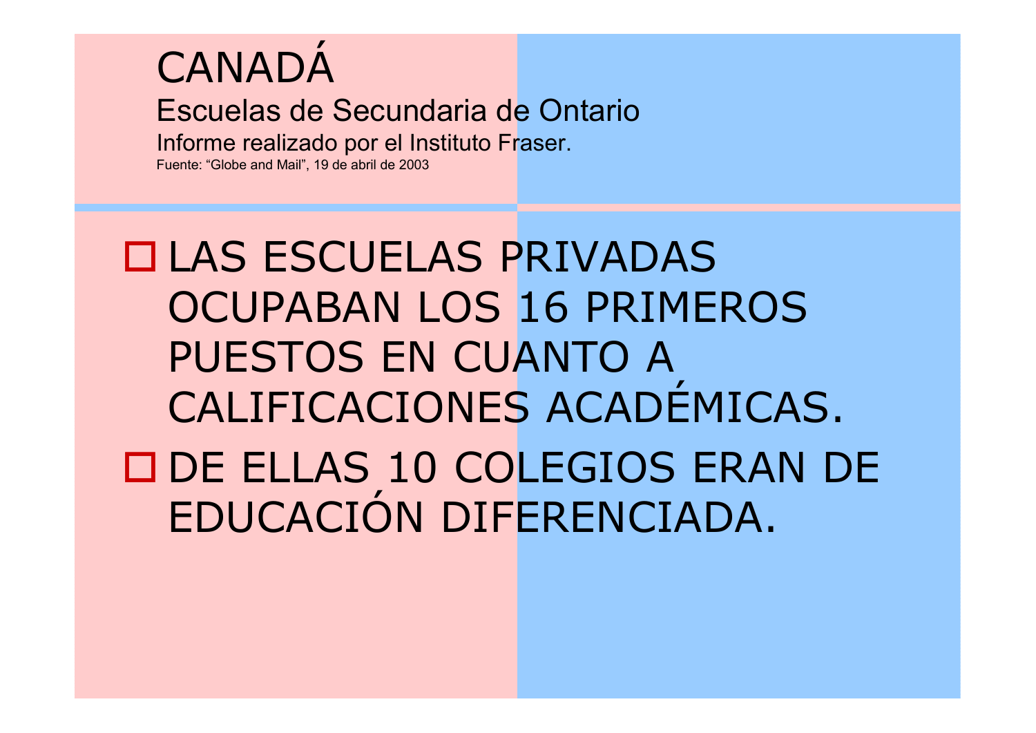# CANADÁ

## Escuelas de Secundaria de Ontario

Informe realizado por el Instituto Fraser.

Fuente: “Globe and Mail”, 19 de abril de 2003

- LAS ESCUELAS PRIVADAS OCUPABAN LOS 16 PRIMEROS PUESTOS EN CUANTO A CALIFICACIONES ACADÉMICAS.
- DE ELLAS 10 COLEGIOS ERAN DE EDUCACIÓN DIFERENCIADA.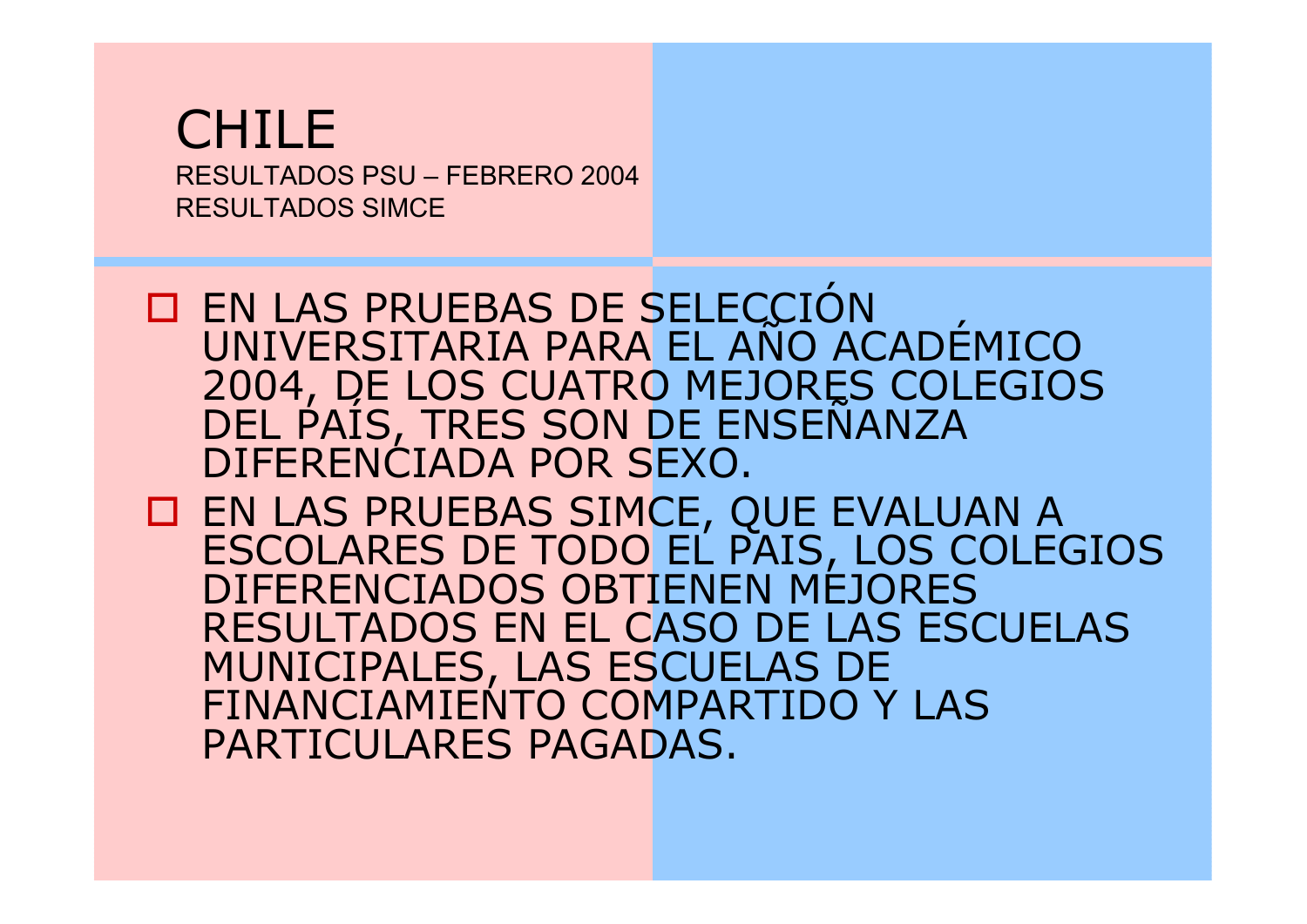# CHILE

RESULTADOS PSU – FEBRERO 2004
RESULTADOS SIMCE

- EN LAS PRUEBAS DE SELECCIÓN UNIVERSITARIA PARA EL AÑO ACADÉMICO 2004, DE LOS CUATRO MEJORES COLEGIOS DEL PAÍS, TRES SON DE ENSEÑANZA DIFERENCIADA POR SEXO.
- EN LAS PRUEBAS SIMCE, QUE EVALUAN A ESCOLARES DE TODO EL PAIS, LOS COLEGIOS DIFERENCIADOS OBTIENEN MEJORES RESULTADOS EN EL CASO DE LAS ESCUELAS MUNICIPALES, LAS ESCUELAS DE FINANCIAMIENTO COMPARTIDO Y LAS PARTICULARES PAGADAS.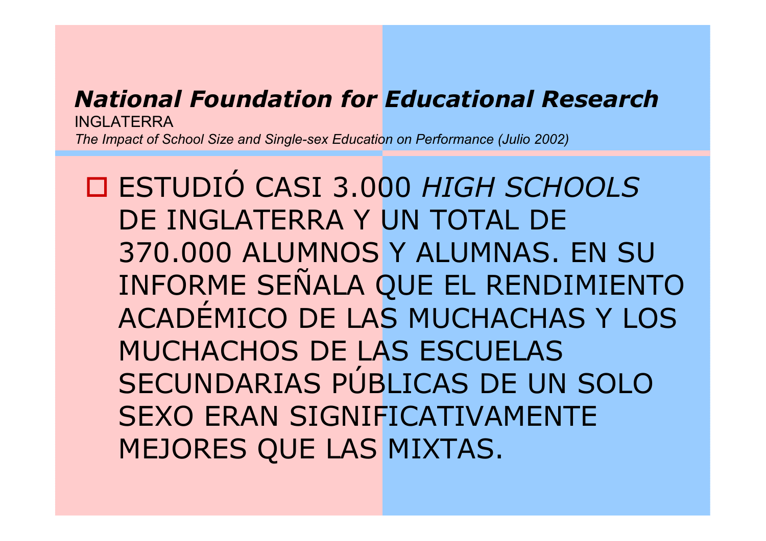## *National Foundation for Educational Research*

INGLATERRA

*The Impact of School Size and Single-sex Education on Performance (Julio 2002)*

- ESTUDIÓ CASI 3.000 *HIGH SCHOOLS* DE INGLATERRA Y UN TOTAL DE 370.000 ALUMNOS Y ALUMNAS. EN SU INFORME SEÑALA QUE EL RENDIMIENTO ACADÉMICO DE LAS MUCHACHAS Y LOS MUCHACHOS DE LAS ESCUELAS SECUNDARIAS PÚBLICAS DE UN SOLO SEXO ERAN SIGNIFICATIVAMENTE MEJORES QUE LAS MIXTAS.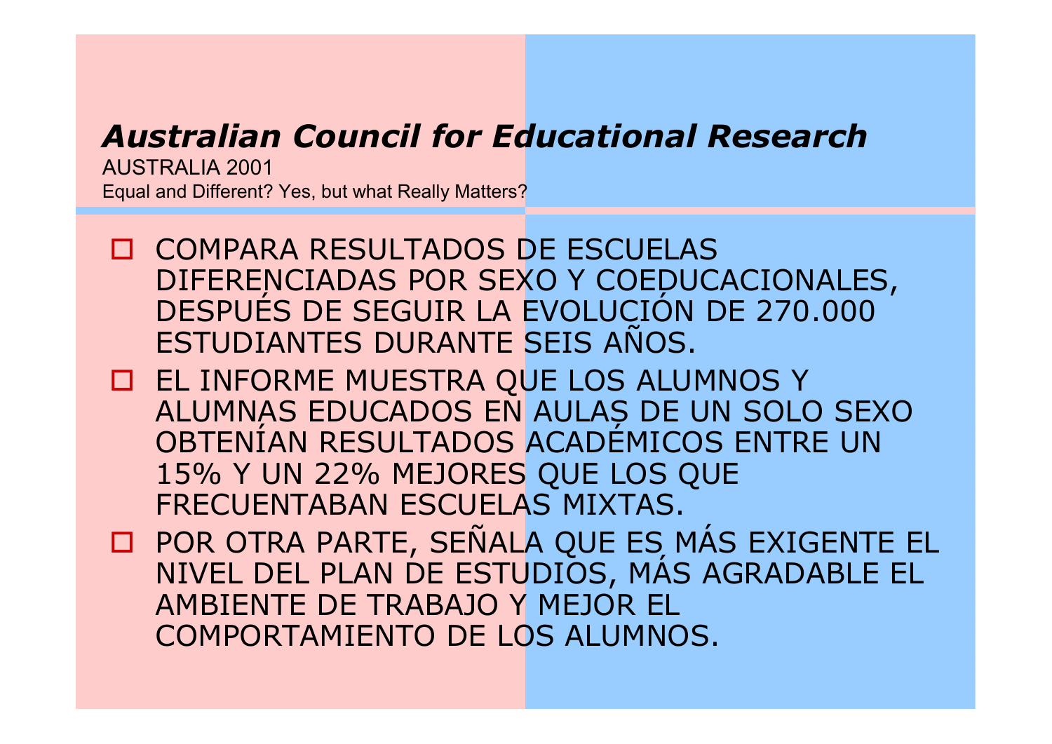## *Australian Council for Educational Research*

AUSTRALIA 2001

Equal and Different? Yes, but what Really Matters?

- COMPARA RESULTADOS DE ESCUELAS DIFERENCIADAS POR SEXO Y COEDUCACIONALES, DESPUÉS DE SEGUIR LA EVOLUCIÓN DE 270.000 ESTUDIANTES DURANTE SEIS AÑOS.
- EL INFORME MUESTRA QUE LOS ALUMNOS Y ALUMNAS EDUCADOS EN AULAS DE UN SOLO SEXO OBTENÍAN RESULTADOS ACADÉMICOS ENTRE UN 15% Y UN 22% MEJORES QUE LOS QUE FRECUENTABAN ESCUELAS MIXTAS.
- POR OTRA PARTE, SEÑALA QUE ES MÁS EXIGENTE EL NIVEL DEL PLAN DE ESTUDIOS, MÁS AGRADABLE EL AMBIENTE DE TRABAJO Y MEJOR EL COMPORTAMIENTO DE LOS ALUMNOS.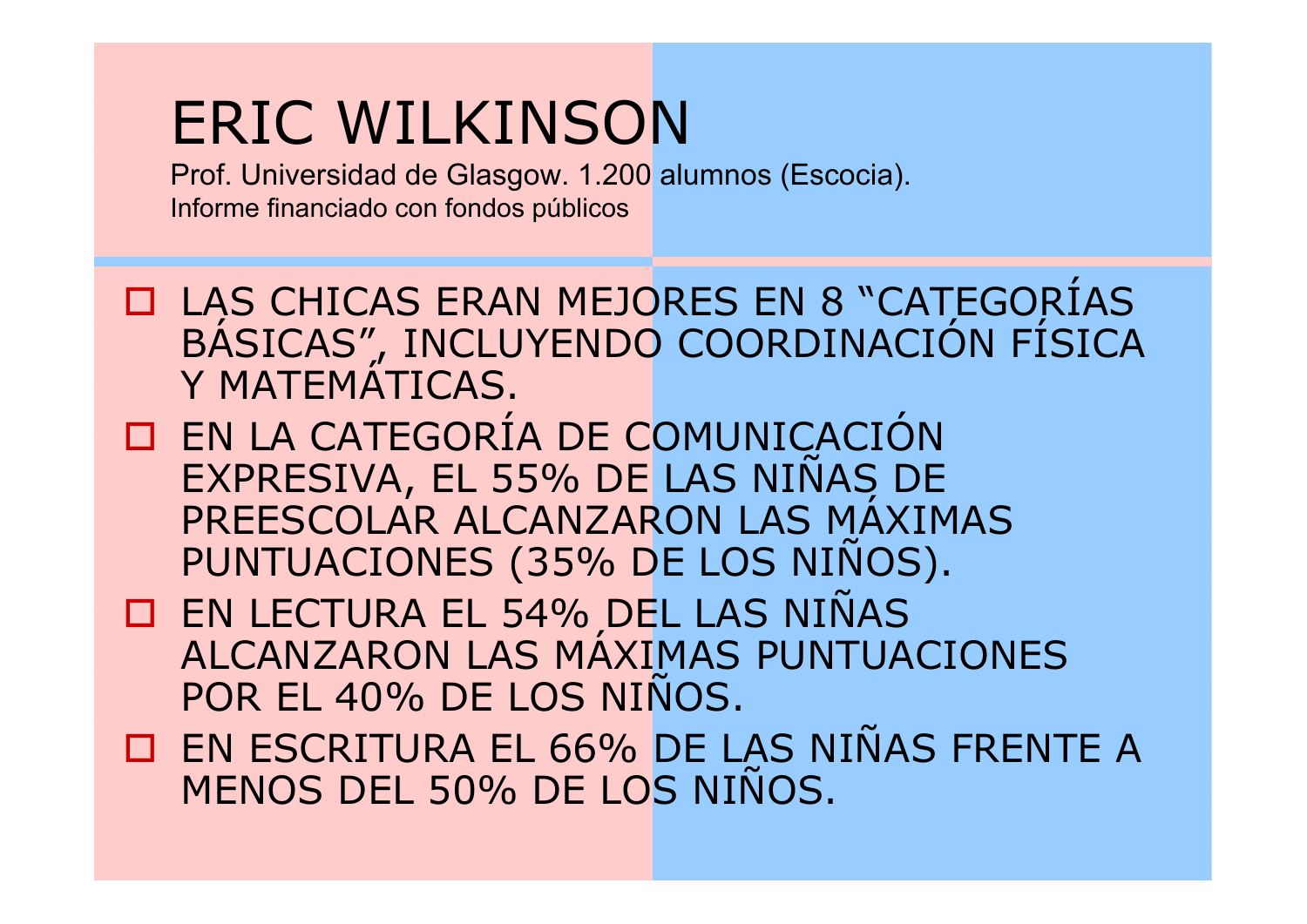# ERIC WILKINSON

Prof. Universidad de Glasgow. 1.200 alumnos (Escocia).
Informe financiado con fondos públicos

- LAS CHICAS ERAN MEJORES EN 8 "CATEGORÍAS BÁSICAS", INCLUYENDO COORDINACIÓN FÍSICA Y MATEMÁTICAS.
- EN LA CATEGORÍA DE COMUNICACIÓN EXPRESIVA, EL 55% DE LAS NIÑAS DE PREESCOLAR ALCANZARON LAS MÁXIMAS PUNTUACIONES (35% DE LOS NIÑOS).
- EN LECTURA EL 54% DEL LAS NIÑAS ALCANZARON LAS MÁXIMAS PUNTUACIONES POR EL 40% DE LOS NIÑOS.
- EN ESCRITURA EL 66% DE LAS NIÑAS FRENTE A MENOS DEL 50% DE LOS NIÑOS.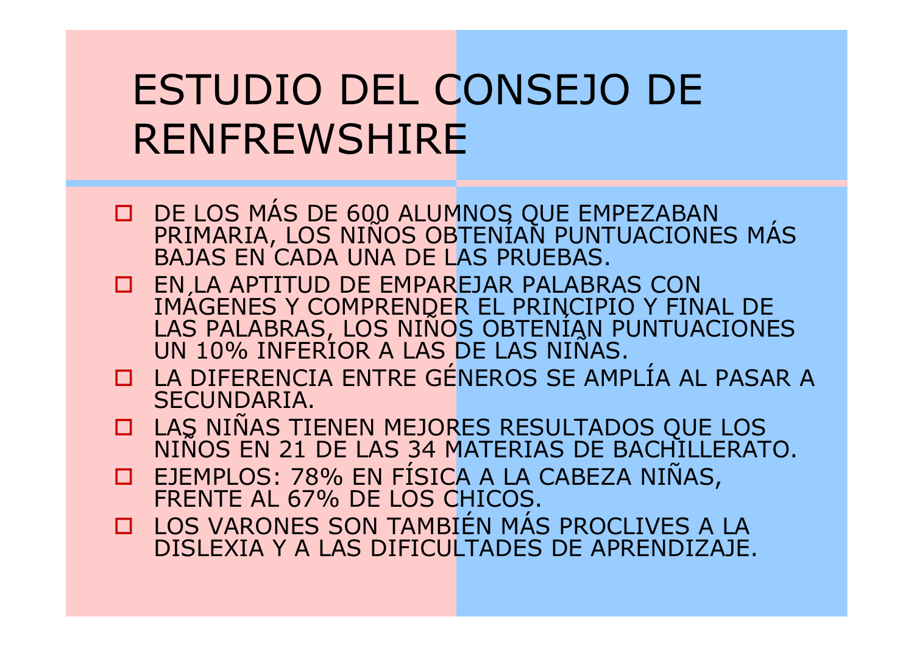# ESTUDIO DEL CONSEJO DE RENFREWSHIRE

- DE LOS MÁS DE 600 ALUMNOS QUE EMPEZABAN PRIMARIA, LOS NIÑOS OBTENÍAN PUNTUACIONES MÁS BAJAS EN CADA UNA DE LAS PRUEBAS.
- EN LA APTITUD DE EMPAREJAR PALABRAS CON IMÁGENES Y COMPRENDER EL PRINCIPIO Y FINAL DE LAS PALABRAS, LOS NIÑOS OBTENÍAN PUNTUACIONES UN 10% INFERIOR A LAS DE LAS NIÑAS.
- LA DIFERENCIA ENTRE GÉNEROS SE AMPLÍA AL PASAR A SECUNDARIA.
- LAS NIÑAS TIENEN MEJORES RESULTADOS QUE LOS NIÑOS EN 21 DE LAS 34 MATERIAS DE BACHILLERATO.
- EJEMPLOS: 78% EN FÍSICA A LA CABEZA NIÑAS, FRENTE AL 67% DE LOS CHICOS.
- LOS VARONES SON TAMBIÉN MÁS PROCLIVES A LA DISLEXIA Y A LAS DIFICULTADES DE APRENDIZAJE.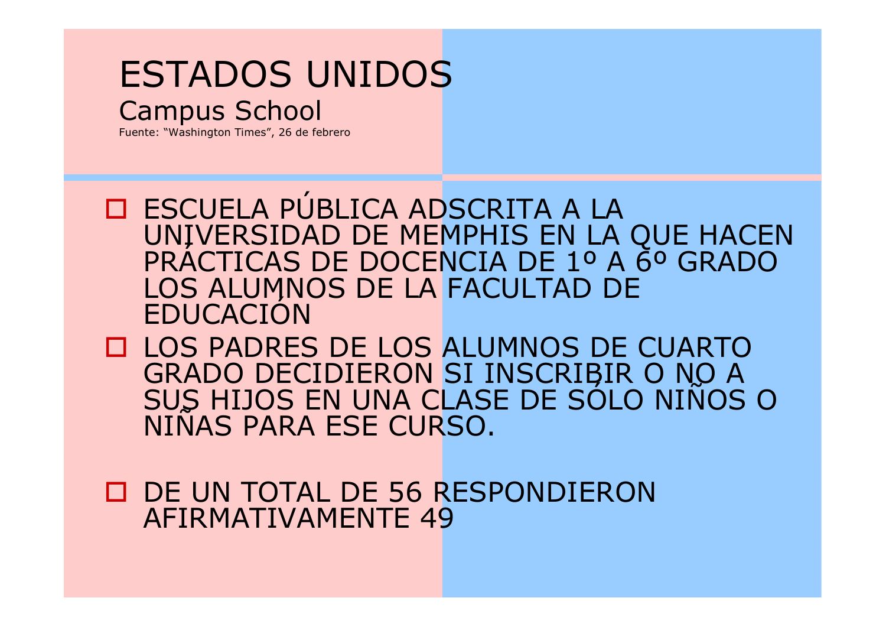# ESTADOS UNIDOS

## Campus School

Fuente: "Washington Times", 26 de febrero

- ESCUELA PÚBLICA ADSCRITA A LA UNIVERSIDAD DE MEMPHIS EN LA QUE HACEN PRÁCTICAS DE DOCENCIA DE 1º A 6º GRADO LOS ALUMNOS DE LA FACULTAD DE EDUCACIÓN
- LOS PADRES DE LOS ALUMNOS DE CUARTO GRADO DECIDIERON SI INSCRIBIR O NO A SUS HIJOS EN UNA CLASE DE SÓLO NIÑOS O NIÑAS PARA ESE CURSO.
- DE UN TOTAL DE 56 RESPONDIERON AFIRMATIVAMENTE 49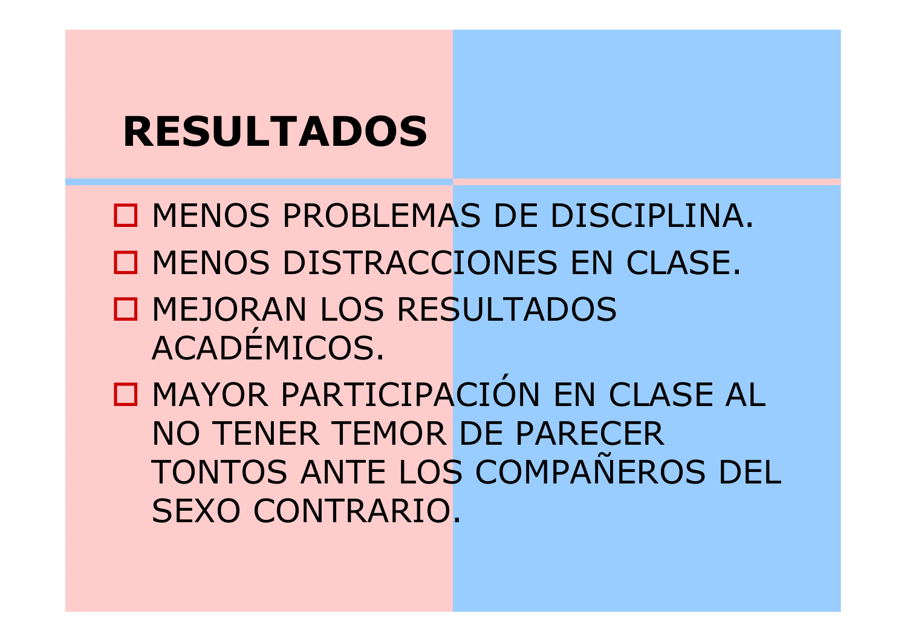# RESULTADOS

- MENOS PROBLEMAS DE DISCIPLINA.
- MENOS DISTRACCIONES EN CLASE.
- MEJORAN LOS RESULTADOS ACADÉMICOS.
- MAYOR PARTICIPACIÓN EN CLASE AL NO TENER TEMOR DE PARECER TONTOS ANTE LOS COMPAÑEROS DEL SEXO CONTRARIO.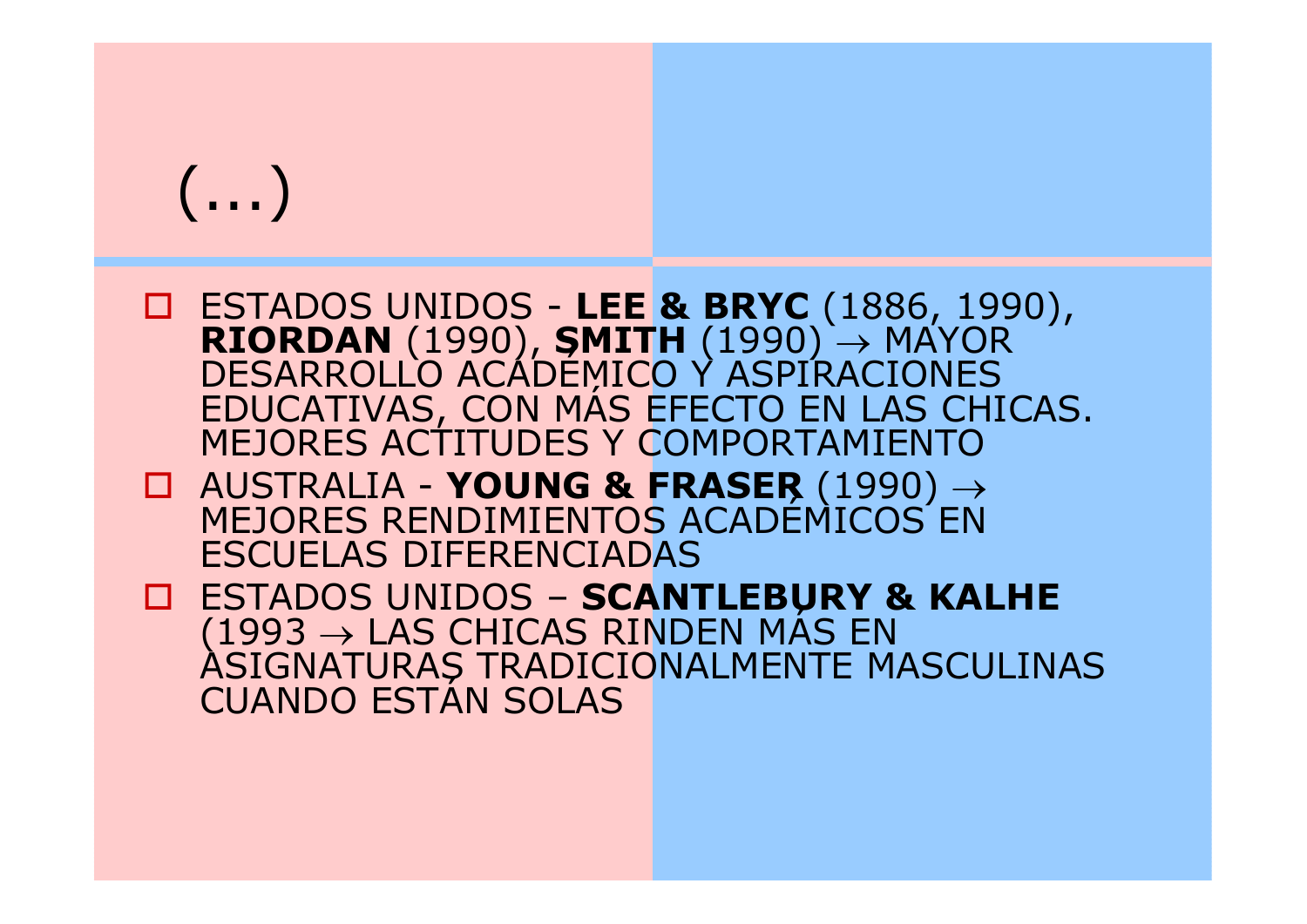# (...)

- ESTADOS UNIDOS - **LEE & BRYC** (1886, 1990), **RIORDAN** (1990), **SMITH** (1990) → MAYOR DESARROLLO ACADÉMICO Y ASPIRACIONES EDUCATIVAS, CON MÁS EFECTO EN LAS CHICAS. MEJORES ACTITUDES Y COMPORTAMIENTO
- AUSTRALIA - **YOUNG & FRASER** (1990) → MEJORES RENDIMIENTOS ACADÉMICOS EN ESCUELAS DIFERENCIADAS
- ESTADOS UNIDOS – **SCANTLEBURY & KALHE** (1993 → LAS CHICAS RINDEN MÁS EN ASIGNATURAS TRADICIONALMENTE MASCULINAS CUANDO ESTÁN SOLAS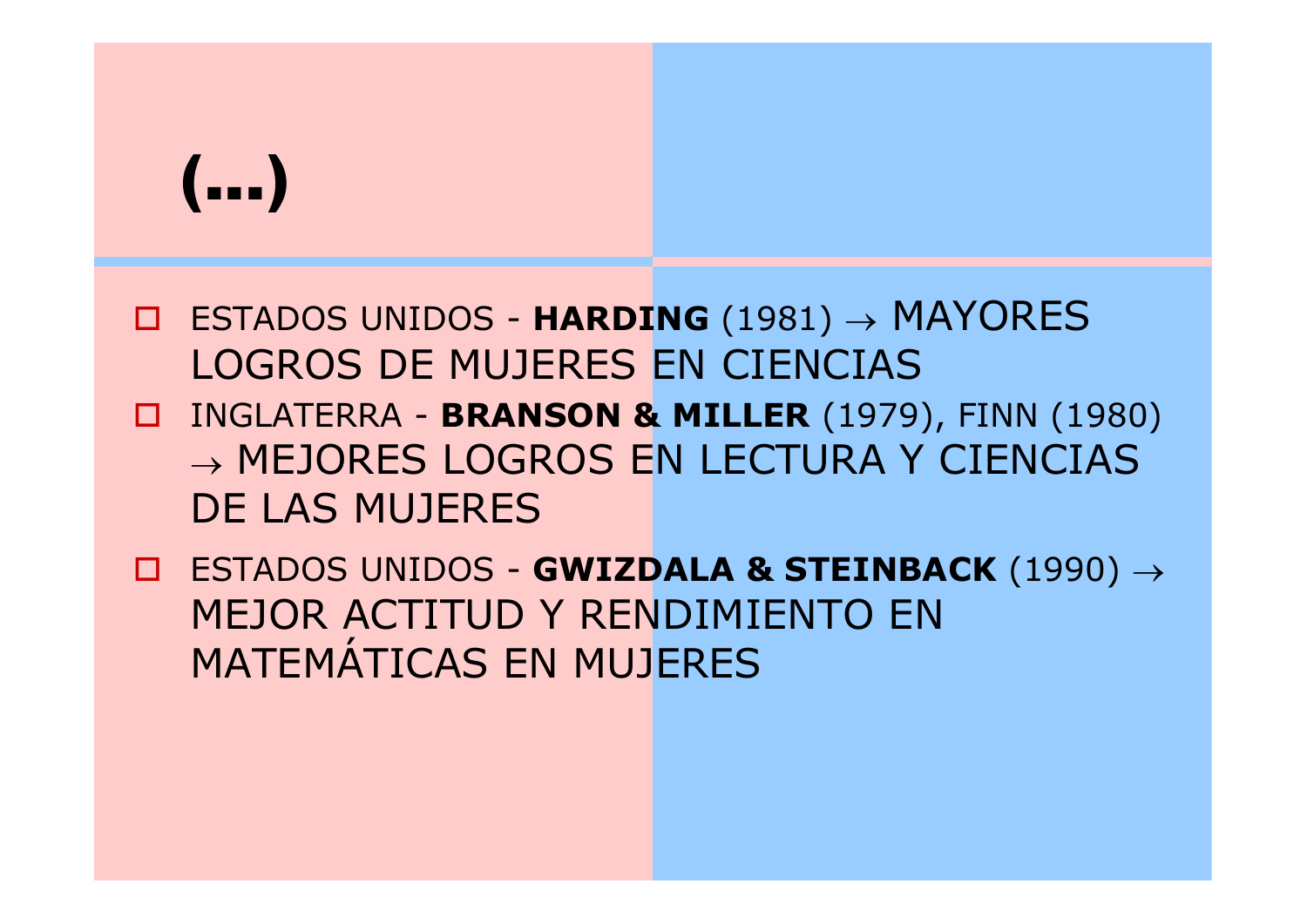# (...)

- ESTADOS UNIDOS - **HARDING** (1981) → MAYORES LOGROS DE MUJERES EN CIENCIAS
- INGLATERRA - **BRANSON & MILLER** (1979), FINN (1980) → MEJORES LOGROS EN LECTURA Y CIENCIAS DE LAS MUJERES
- ESTADOS UNIDOS - **GWIZDALA & STEINBACK** (1990) → MEJOR ACTITUD Y RENDIMIENTO EN MATEMÁTICAS EN MUJERES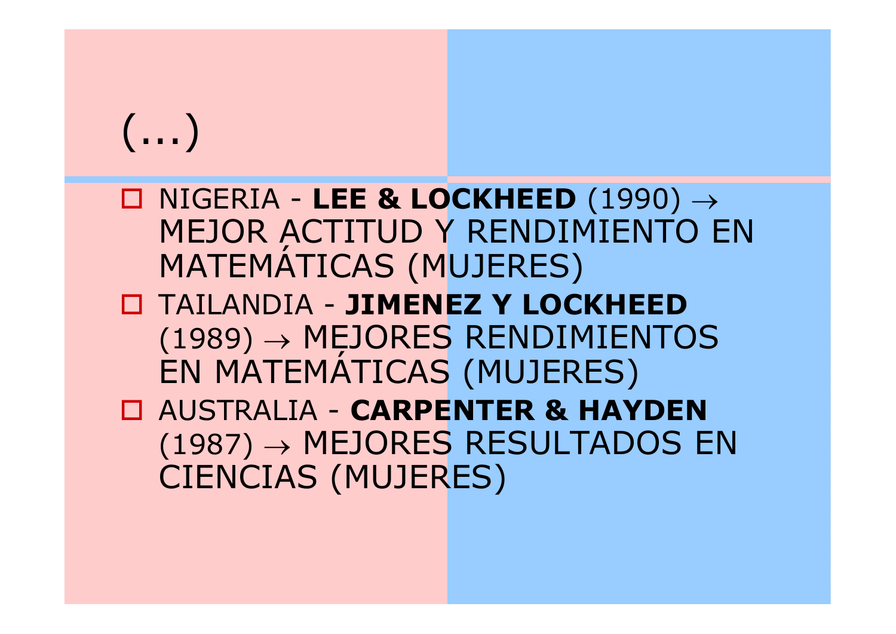# (...)

- NIGERIA - **LEE & LOCKHEED** (1990) → MEJOR ACTITUD Y RENDIMIENTO EN MATEMÁTICAS (MUJERES)
- TAILANDIA - **JIMENEZ Y LOCKHEED** (1989) → MEJORES RENDIMIENTOS EN MATEMÁTICAS (MUJERES)
- AUSTRALIA - **CARPENTER & HAYDEN** (1987) → MEJORES RESULTADOS EN CIENCIAS (MUJERES)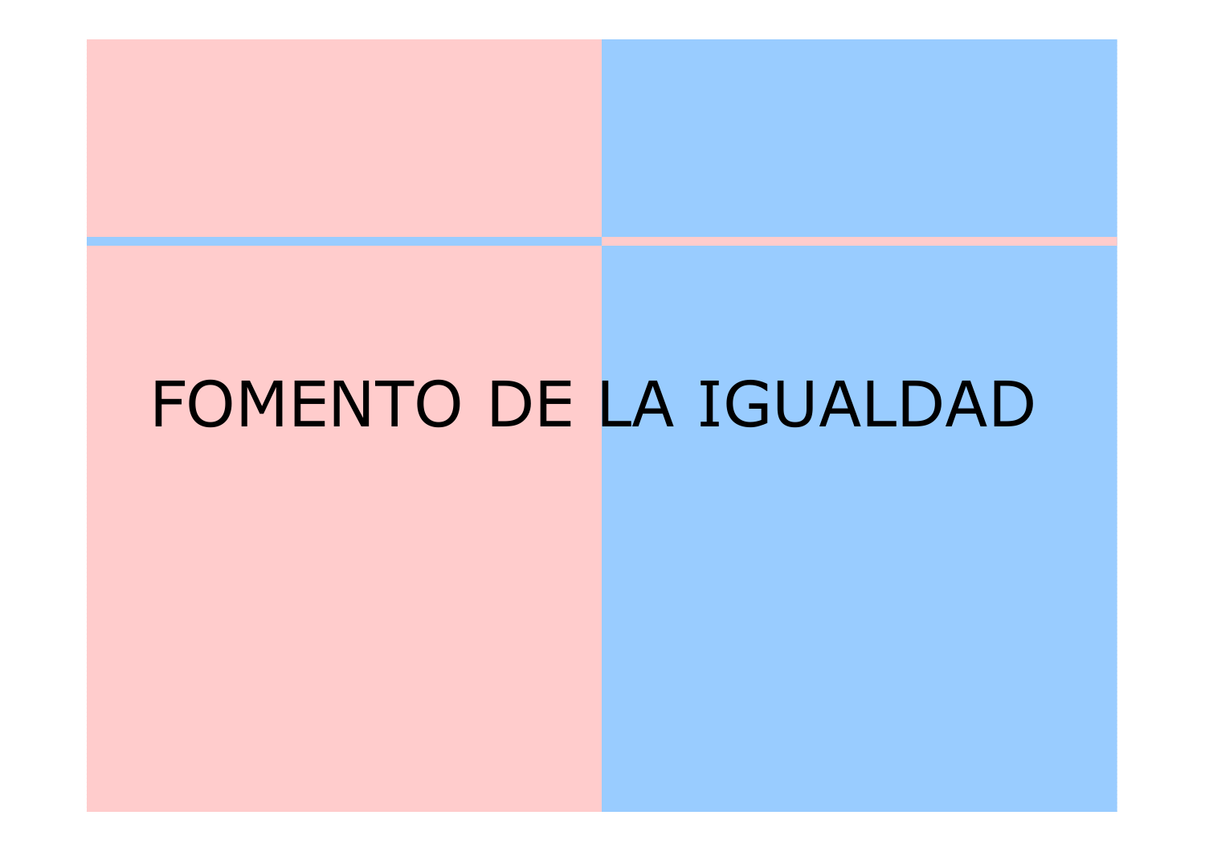# FOMENTO DE LA IGUALDAD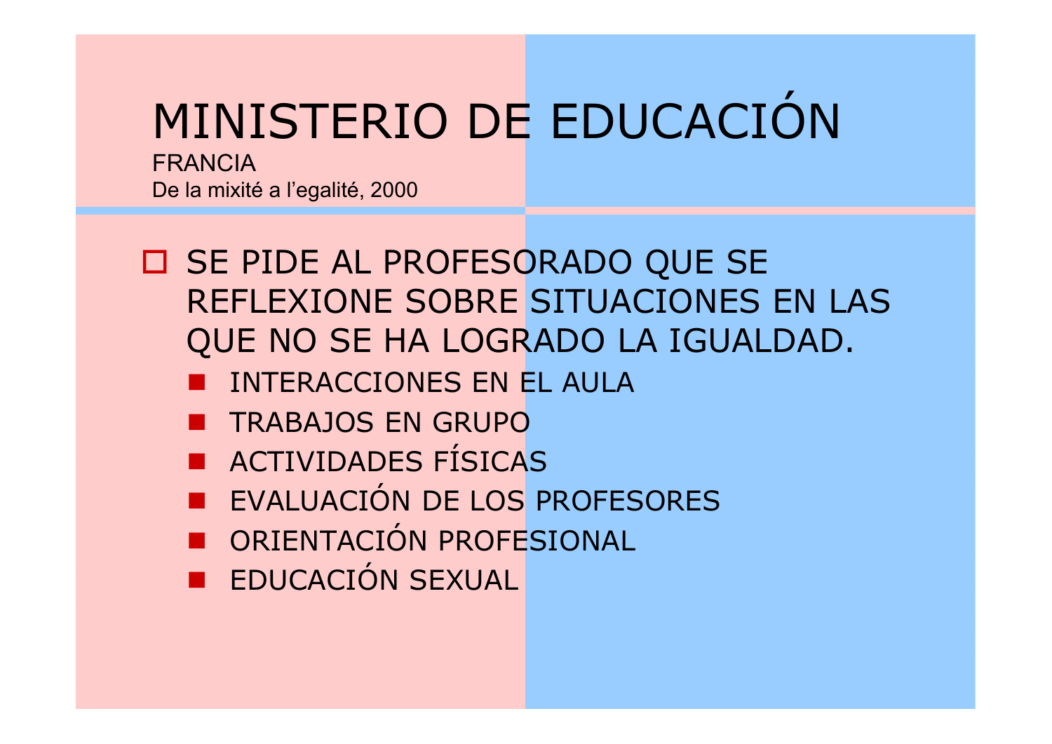# MINISTERIO DE EDUCACIÓN

FRANCIA

De la mixité a l'egalité, 2000

- SE PIDE AL PROFESORADO QUE SE REFLEXIONE SOBRE SITUACIONES EN LAS QUE NO SE HA LOGRADO LA IGUALDAD.
  - INTERACCIONES EN EL AULA
  - TRABAJOS EN GRUPO
  - ACTIVIDADES FÍSICAS
  - EVALUACIÓN DE LOS PROFESORES
  - ORIENTACIÓN PROFESIONAL
  - EDUCACIÓN SEXUAL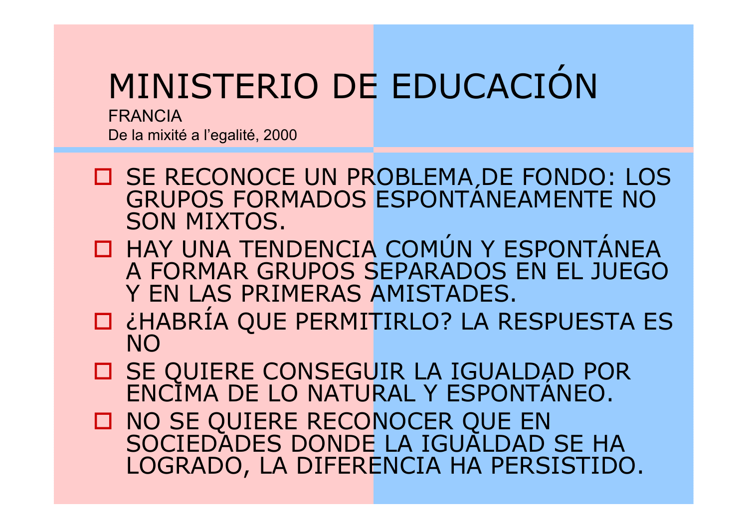# MINISTERIO DE EDUCACIÓN

FRANCIA

De la mixité a l'egalité, 2000

- SE RECONOCE UN PROBLEMA DE FONDO: LOS GRUPOS FORMADOS ESPONTÁNEAMENTE NO SON MIXTOS.
- HAY UNA TENDENCIA COMÚN Y ESPONTÁNEA A FORMAR GRUPOS SEPARADOS EN EL JUEGO Y EN LAS PRIMERAS AMISTADES.
- ¿HABRÍA QUE PERMITIRLO? LA RESPUESTA ES NO
- SE QUIERE CONSEGUIR LA IGUALDAD POR ENCIMA DE LO NATURAL Y ESPONTÁNEO.
- NO SE QUIERE RECONOCER QUE EN SOCIEDADES DONDE LA IGUALDAD SE HA LOGRADO, LA DIFERENCIA HA PERSISTIDO.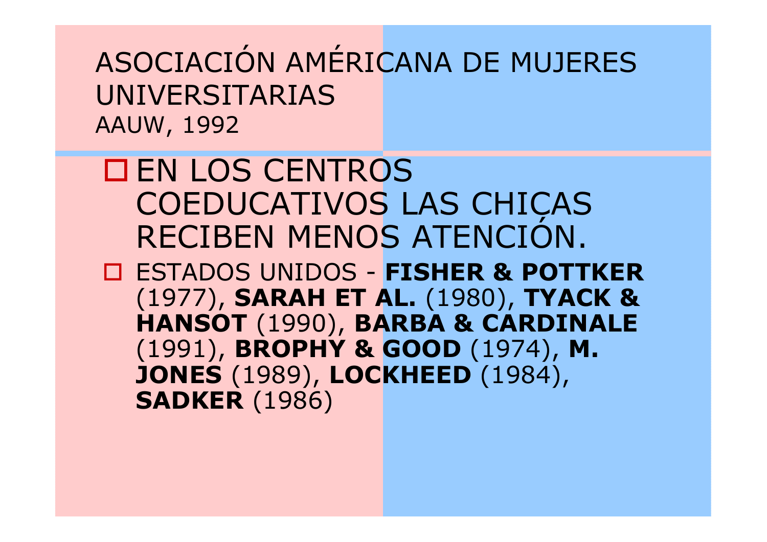# ASOCIACIÓN AMÉRICANA DE MUJERES UNIVERSITARIAS

AAUW, 1992

- EN LOS CENTROS COEDUCATIVOS LAS CHICAS RECIBEN MENOS ATENCIÓN.
- ESTADOS UNIDOS - **FISHER & POTTKER** (1977), **SARAH ET AL.** (1980), **TYACK & HANSOT** (1990), **BARBA & CARDINALE** (1991), **BROPHY & GOOD** (1974), **M. JONES** (1989), **LOCKHEED** (1984), **SADKER** (1986)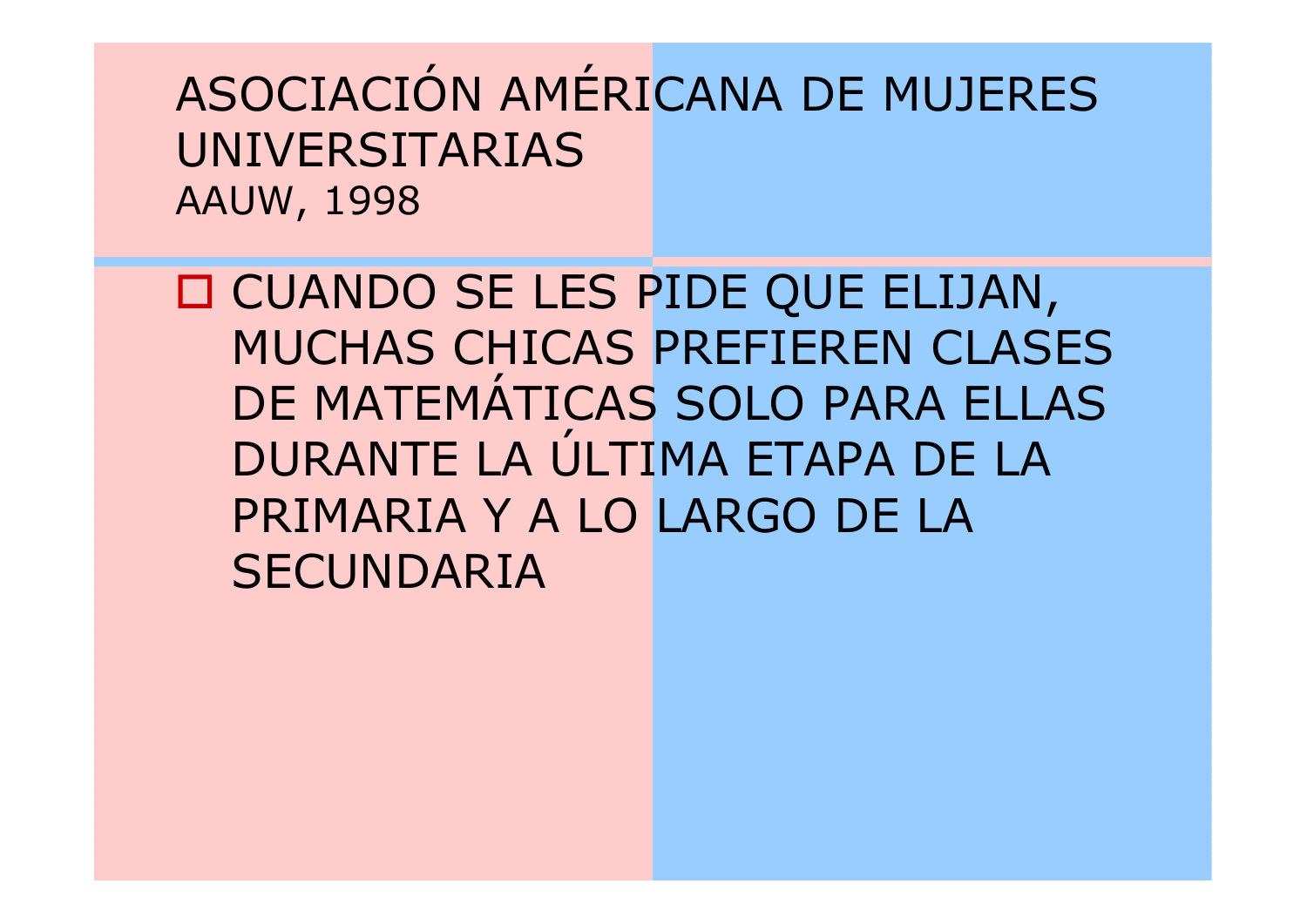# ASOCIACIÓN AMÉRICANA DE MUJERES UNIVERSITARIAS

AAUW, 1998

- CUANDO SE LES PIDE QUE ELIJAN, MUCHAS CHICAS PREFIEREN CLASES DE MATEMÁTICAS SOLO PARA ELLAS DURANTE LA ÚLTIMA ETAPA DE LA PRIMARIA Y A LO LARGO DE LA SECUNDARIA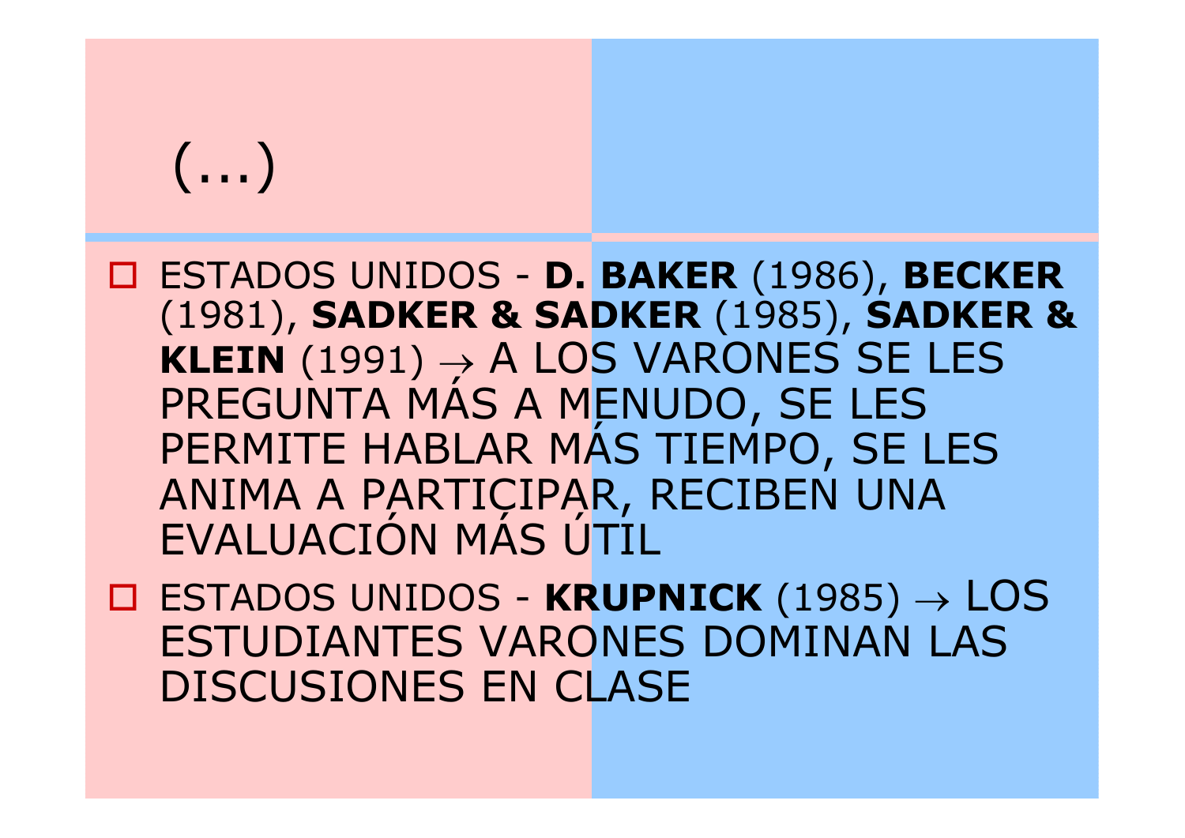# (...)

- ESTADOS UNIDOS - **D. BAKER** (1986), **BECKER** (1981), **SADKER & SADKER** (1985), **SADKER & KLEIN** (1991) → A LOS VARONES SE LES PREGUNTA MÁS A MENUDO, SE LES PERMITE HABLAR MÁS TIEMPO, SE LES ANIMA A PARTICIPAR, RECIBEN UNA EVALUACIÓN MÁS ÚTIL
- ESTADOS UNIDOS - **KRUPNICK** (1985) → LOS ESTUDIANTES VARONES DOMINAN LAS DISCUSIONES EN CLASE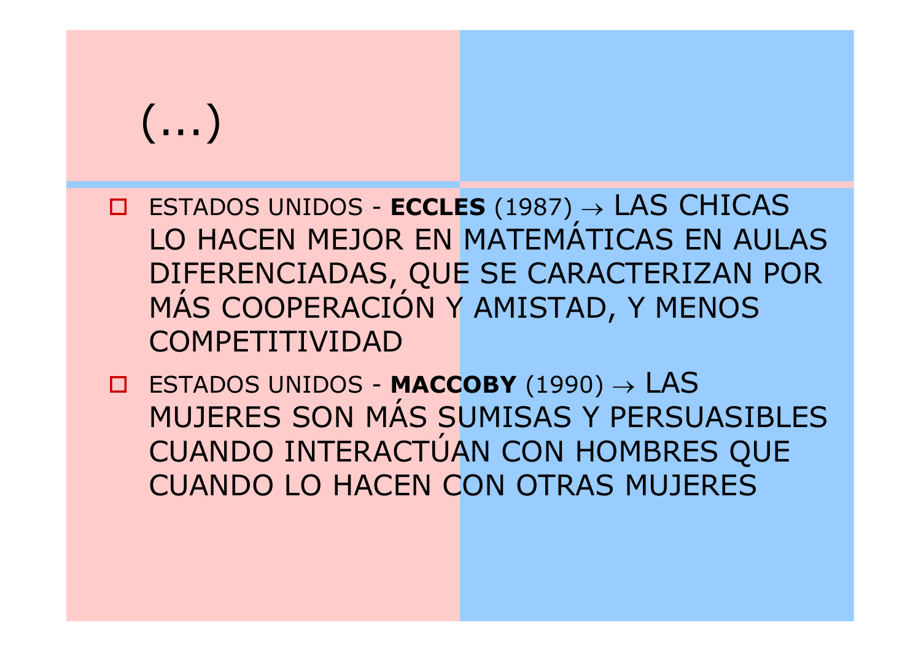# (...)

- ESTADOS UNIDOS - **ECCLES** (1987) → LAS CHICAS LO HACEN MEJOR EN MATEMÁTICAS EN AULAS DIFERENCIADAS, QUE SE CARACTERIZAN POR MÁS COOPERACIÓN Y AMISTAD, Y MENOS COMPETITIVIDAD
- ESTADOS UNIDOS - **MACCOBY** (1990) → LAS MUJERES SON MÁS SUMISAS Y PERSUASIBLES CUANDO INTERACTÚAN CON HOMBRES QUE CUANDO LO HACEN CON OTRAS MUJERES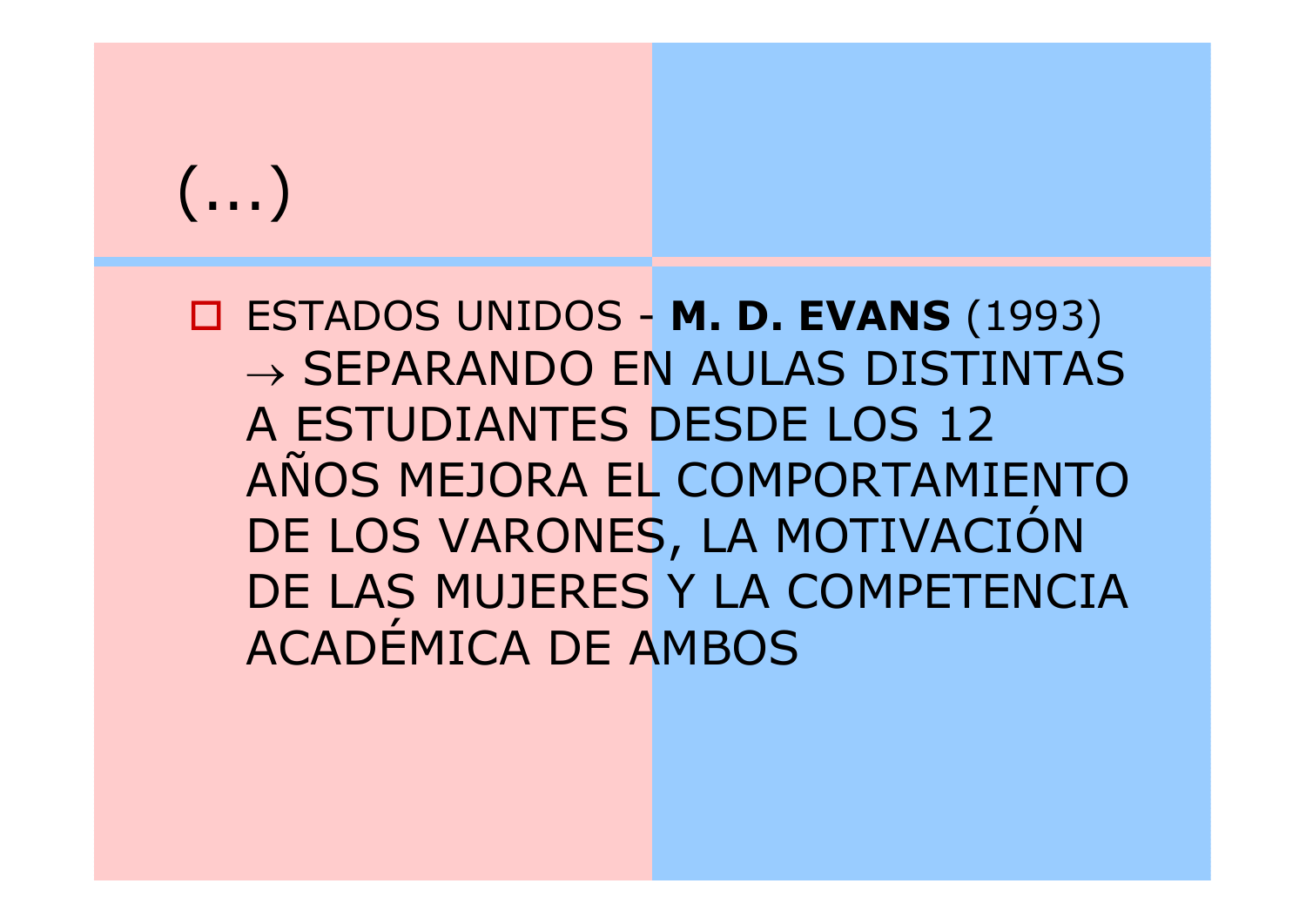# (...)

- ESTADOS UNIDOS - **M. D. EVANS** (1993) → SEPARANDO EN AULAS DISTINTAS A ESTUDIANTES DESDE LOS 12 AÑOS MEJORA EL COMPORTAMIENTO DE LOS VARONES, LA MOTIVACIÓN DE LAS MUJERES Y LA COMPETENCIA ACADÉMICA DE AMBOS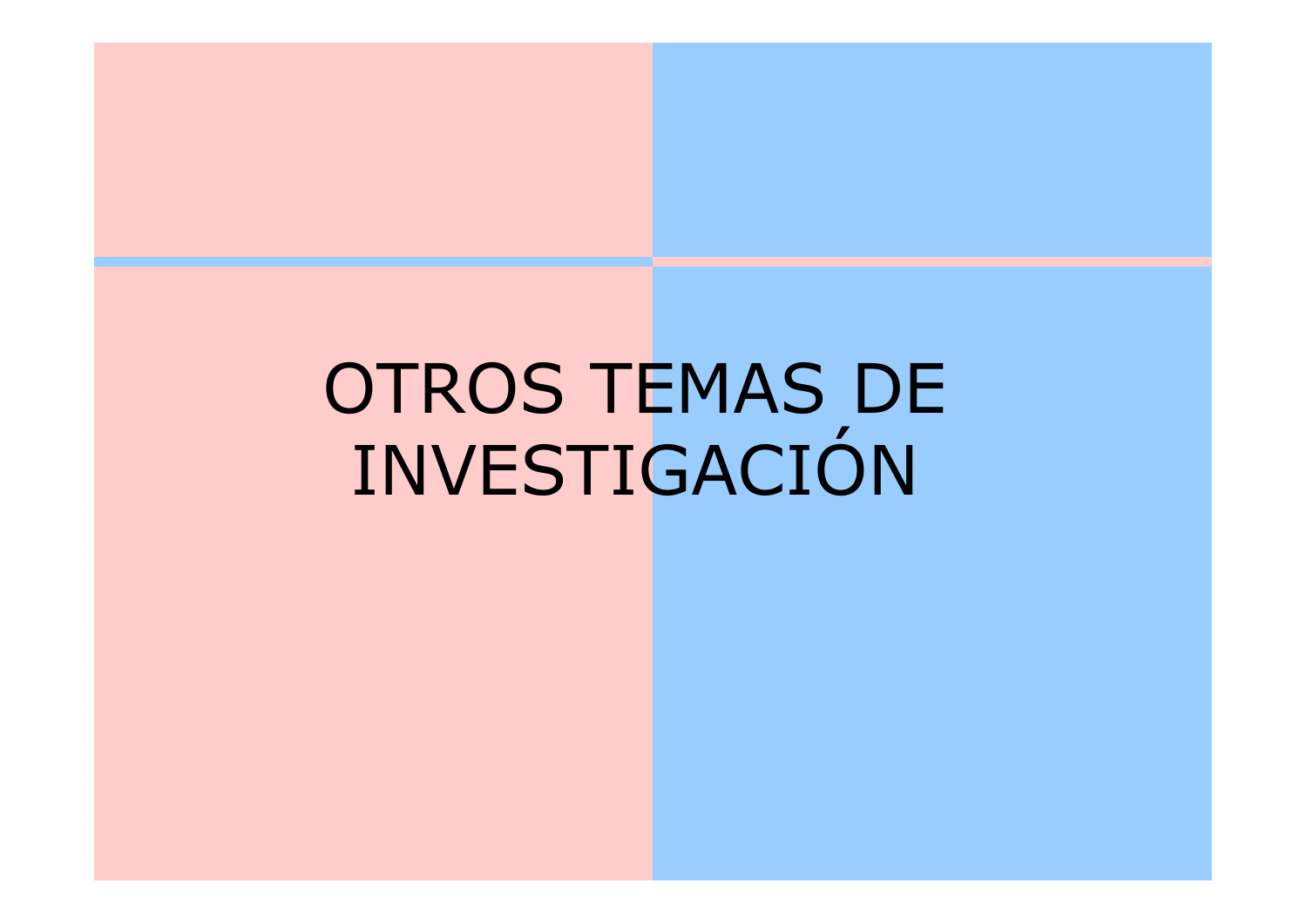# OTROS TEMAS DE INVESTIGACIÓN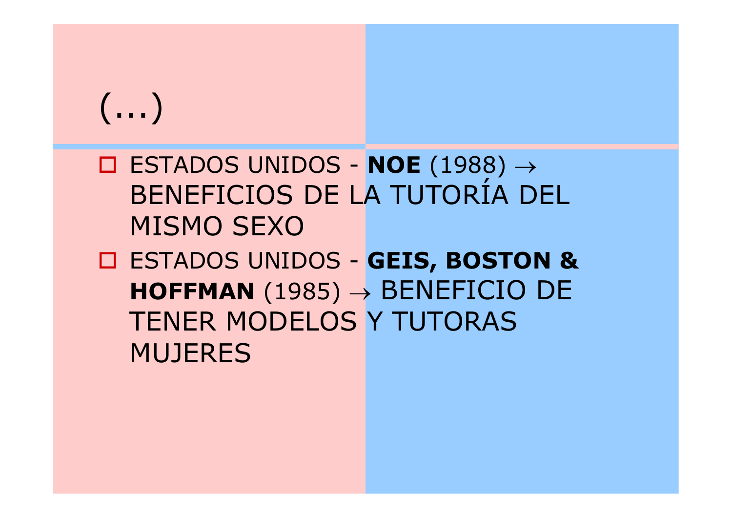# (...)

- ESTADOS UNIDOS - **NOE** (1988) → BENEFICIOS DE LA TUTORÍA DEL MISMO SEXO
- ESTADOS UNIDOS - **GEIS, BOSTON & HOFFMAN** (1985) → BENEFICIO DE TENER MODELOS Y TUTORAS MUJERES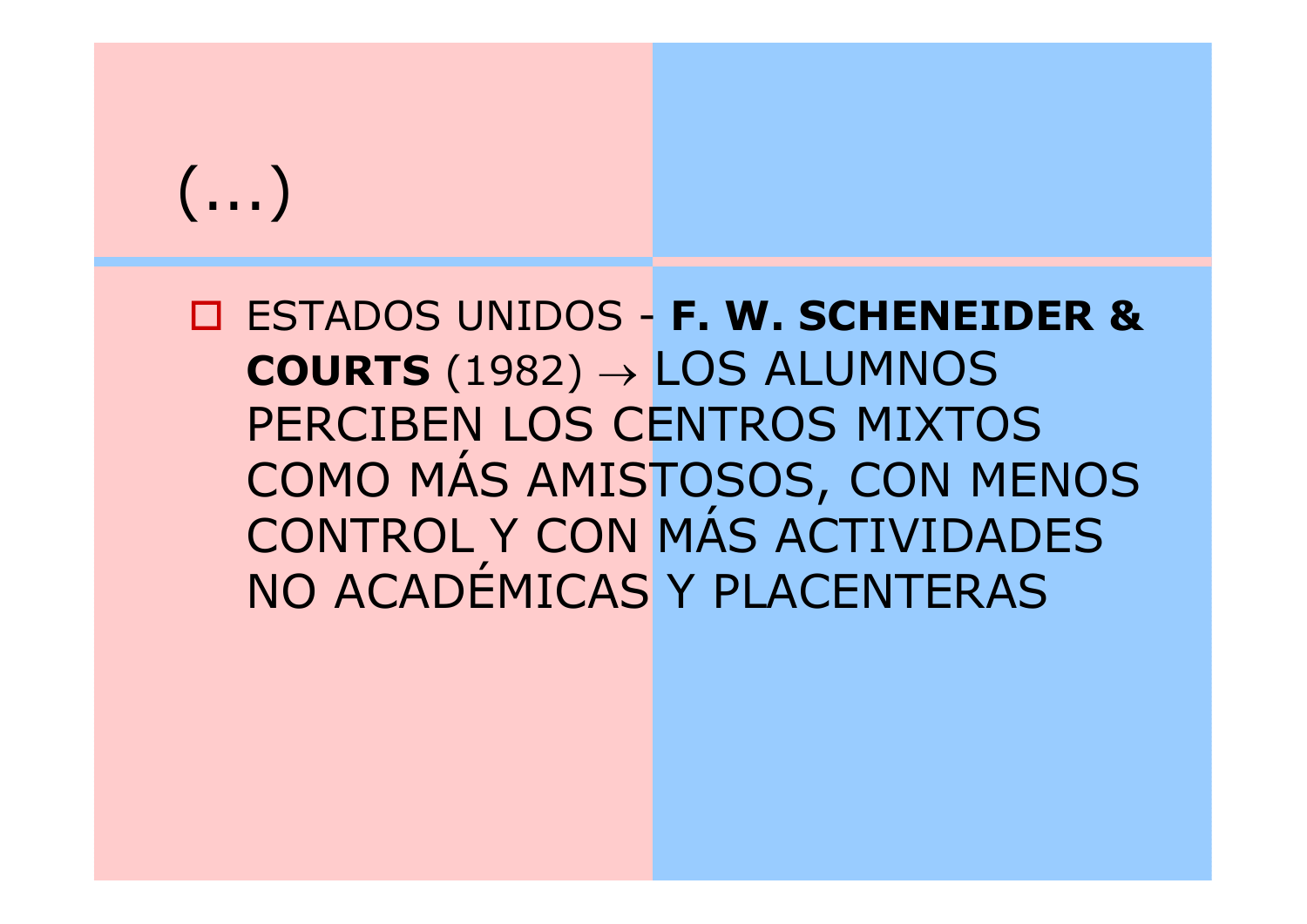# (...)

- ESTADOS UNIDOS - **F. W. SCHENEIDER & COURTS** (1982) → LOS ALUMNOS PERCIBEN LOS CENTROS MIXTOS COMO MÁS AMISTOSOS, CON MENOS CONTROL Y CON MÁS ACTIVIDADES NO ACADÉMICAS Y PLACENTERAS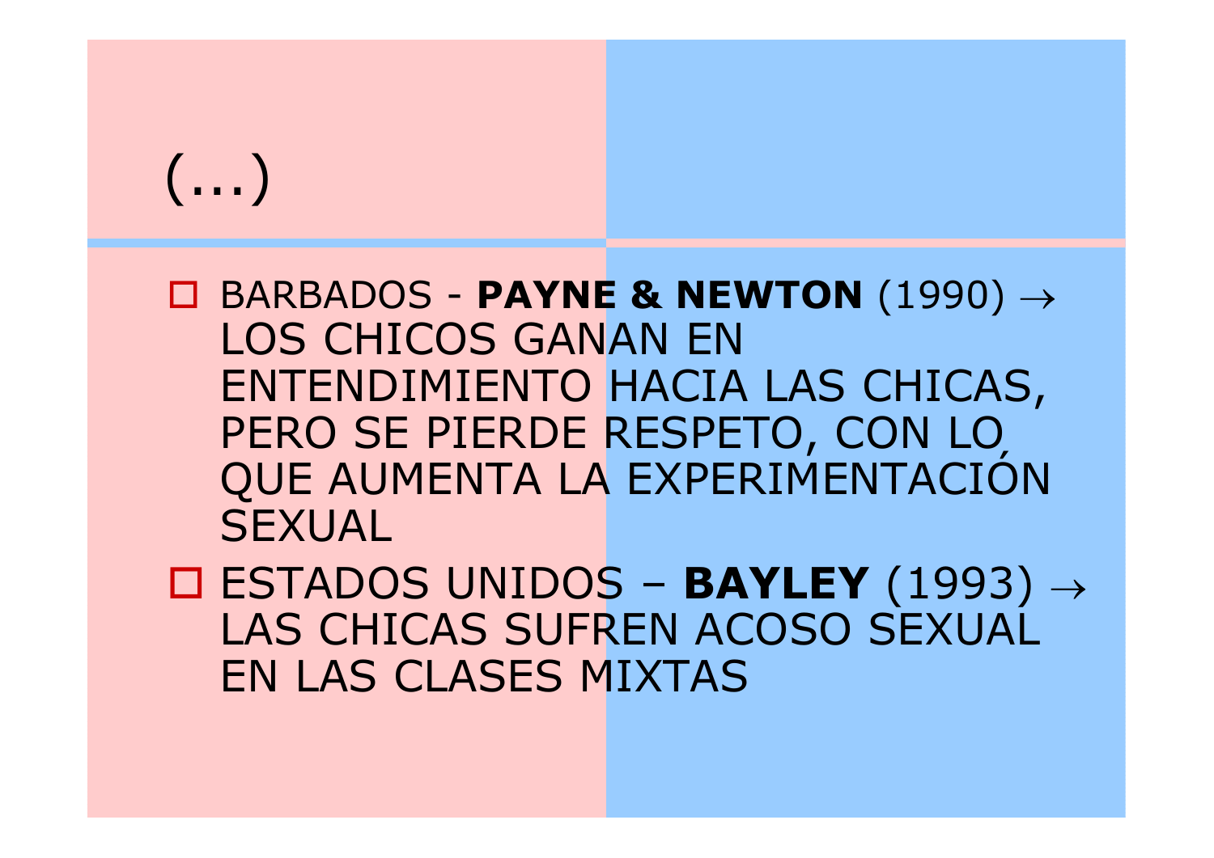# (…)

- BARBADOS - **PAYNE & NEWTON** (1990) → LOS CHICOS GANAN EN ENTENDIMIENTO HACIA LAS CHICAS, PERO SE PIERDE RESPETO, CON LO QUE AUMENTA LA EXPERIMENTACIÓN SEXUAL
- ESTADOS UNIDOS – **BAYLEY** (1993) → LAS CHICAS SUFREN ACOSO SEXUAL EN LAS CLASES MIXTAS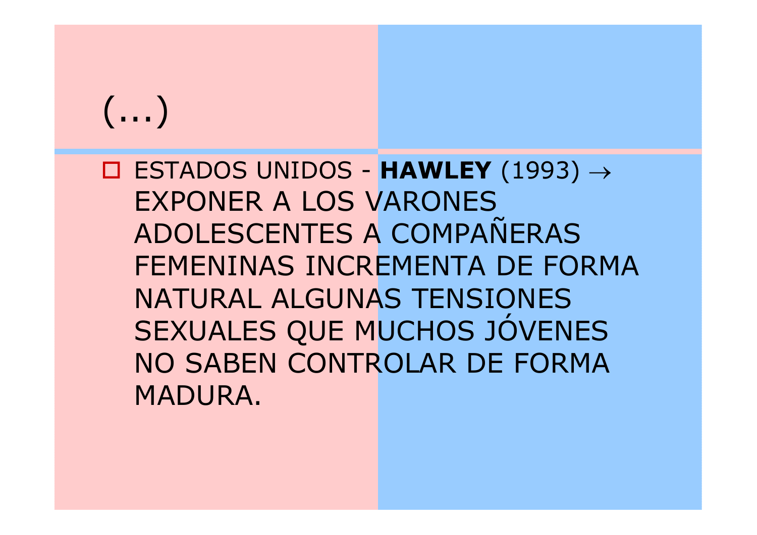# (...)

- ESTADOS UNIDOS - **HAWLEY** (1993) → EXPONER A LOS VARONES ADOLESCENTES A COMPAÑERAS FEMENINAS INCREMENTA DE FORMA NATURAL ALGUNAS TENSIONES SEXUALES QUE MUCHOS JÓVENES NO SABEN CONTROLAR DE FORMA MADURA.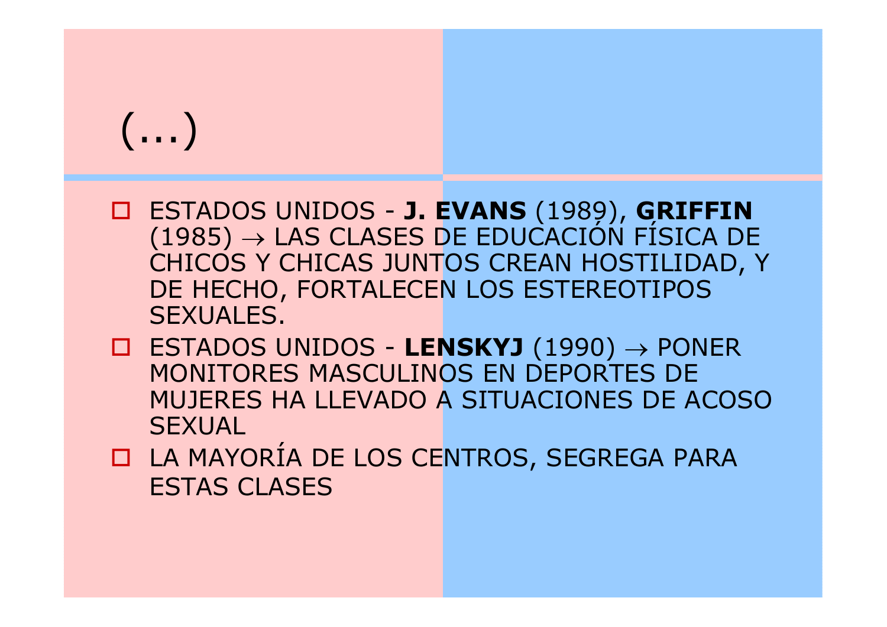# (...)

- ESTADOS UNIDOS - **J. EVANS** (1989), **GRIFFIN** (1985) → LAS CLASES DE EDUCACIÓN FÍSICA DE CHICOS Y CHICAS JUNTOS CREAN HOSTILIDAD, Y DE HECHO, FORTALECEN LOS ESTEREOTIPOS SEXUALES.
- ESTADOS UNIDOS - **LENSKYJ** (1990) → PONER MONITORES MASCULINOS EN DEPORTES DE MUJERES HA LLEVADO A SITUACIONES DE ACOSO SEXUAL
- LA MAYORÍA DE LOS CENTROS, SEGREGA PARA ESTAS CLASES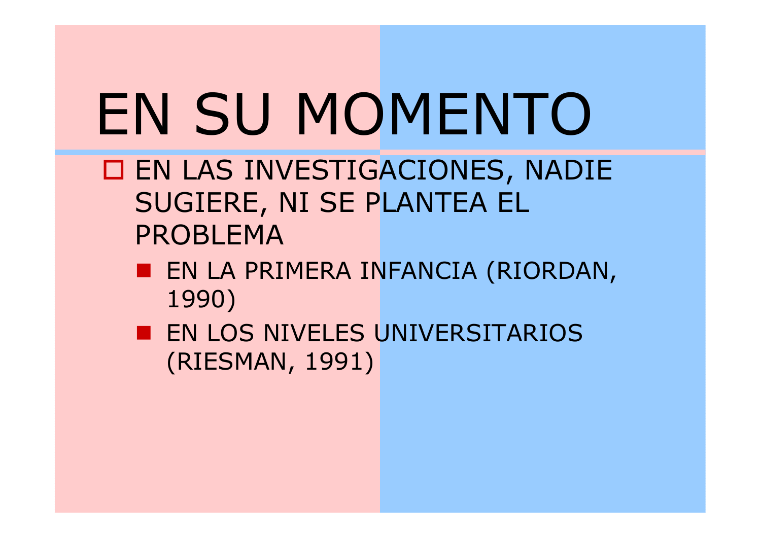# EN SU MOMENTO

- EN LAS INVESTIGACIONES, NADIE SUGIERE, NI SE PLANTEA EL PROBLEMA
  - EN LA PRIMERA INFANCIA (RIORDAN, 1990)
  - EN LOS NIVELES UNIVERSITARIOS (RIESMAN, 1991)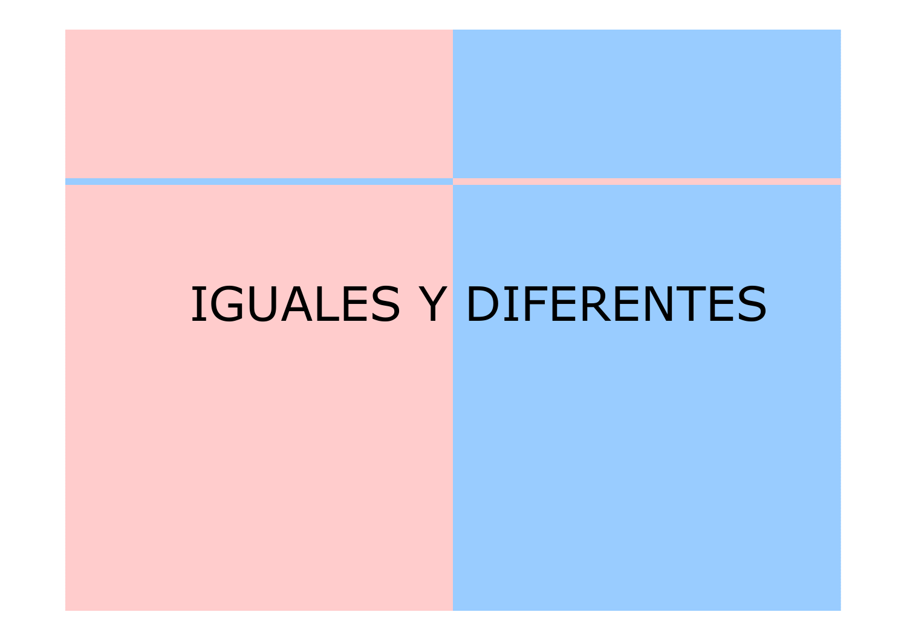# IGUALES Y DIFERENTES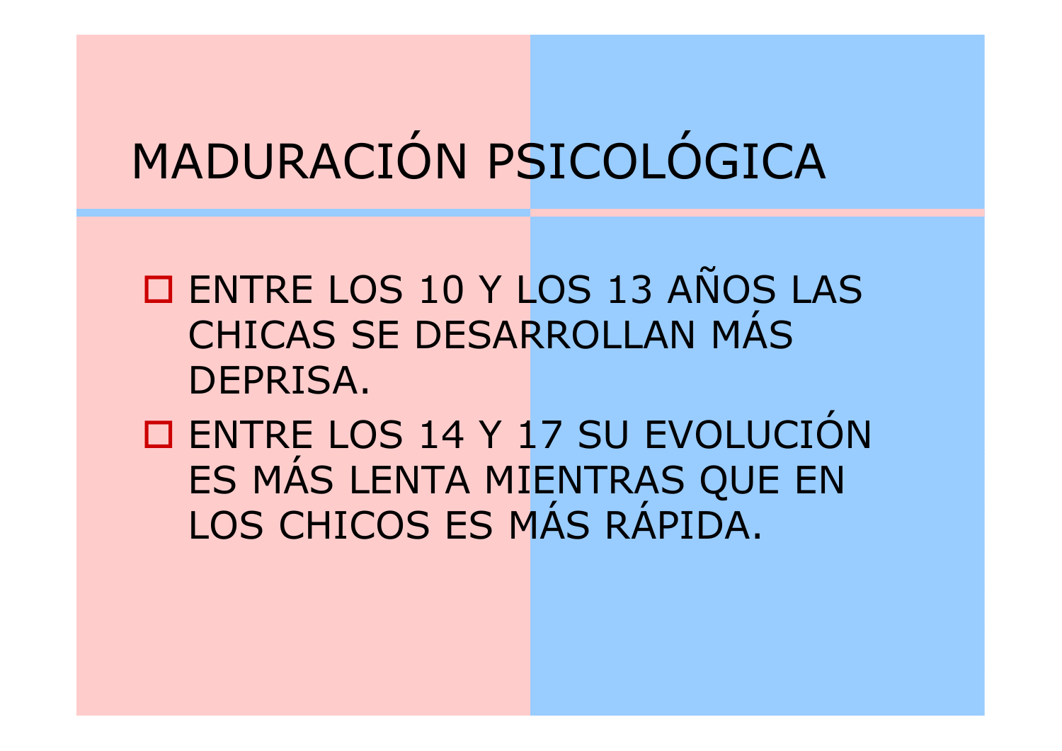# MADURACIÓN PSICOLÓGICA

- ENTRE LOS 10 Y LOS 13 AÑOS LAS CHICAS SE DESARROLLAN MÁS DEPRISA.
- ENTRE LOS 14 Y 17 SU EVOLUCIÓN ES MÁS LENTA MIENTRAS QUE EN LOS CHICOS ES MÁS RÁPIDA.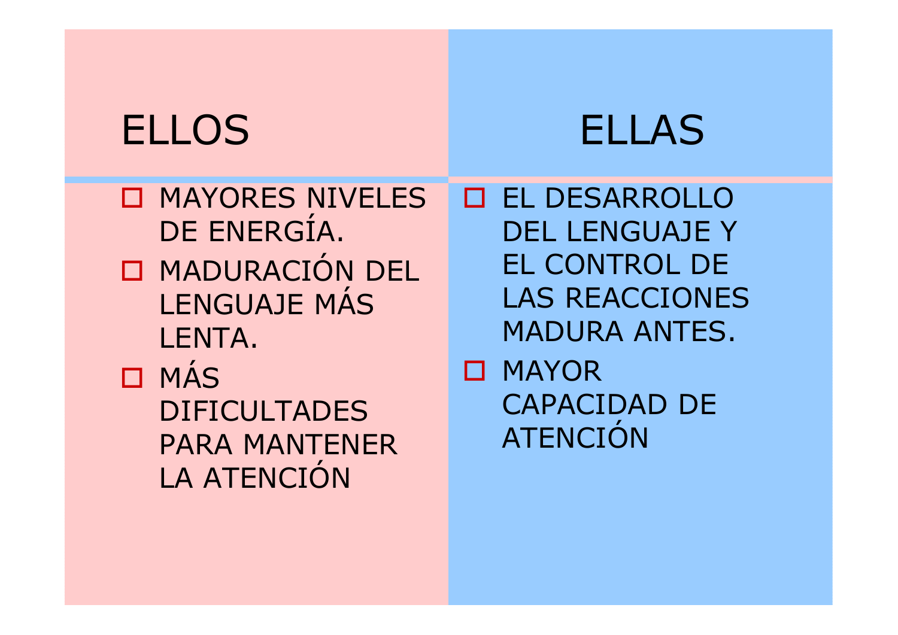| ELLOS | ELLAS |
| --- | --- |
| - MAYORES NIVELES DE ENERGÍA.<br>- MADURACIÓN DEL LENGUAJE MÁS LENTA.<br>- MÁS DIFICULTADES PARA MANTENER LA ATENCIÓN | - EL DESARROLLO DEL LENGUAJE Y EL CONTROL DE LAS REACCIONES MADURA ANTES.<br>- MAYOR CAPACIDAD DE ATENCIÓN |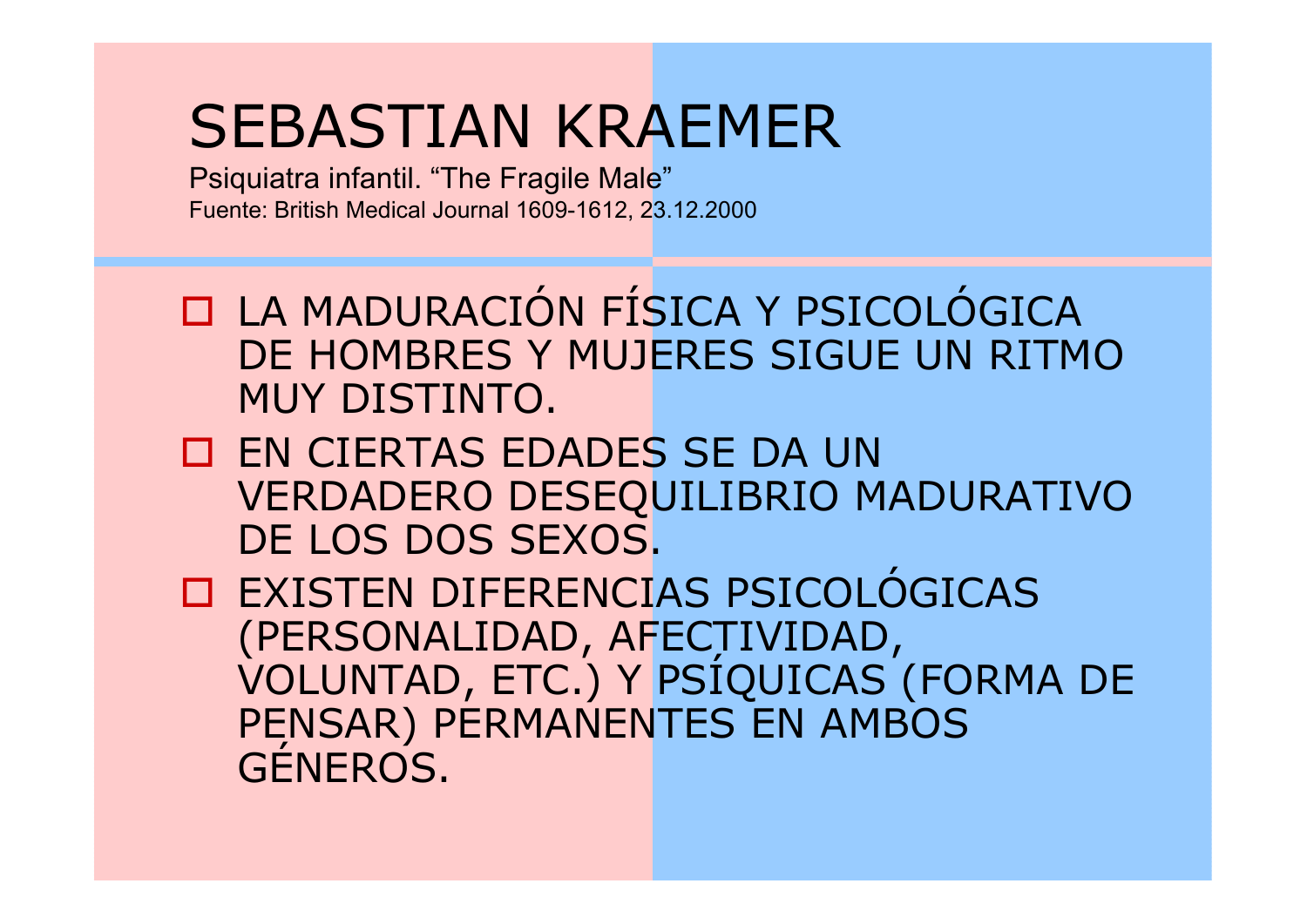# SEBASTIAN KRAEMER

Psiquiatra infantil. “The Fragile Male”

Fuente: British Medical Journal 1609-1612, 23.12.2000

- LA MADURACIÓN FÍSICA Y PSICOLÓGICA DE HOMBRES Y MUJERES SIGUE UN RITMO MUY DISTINTO.
- EN CIERTAS EDADES SE DA UN VERDADERO DESEQUILIBRIO MADURATIVO DE LOS DOS SEXOS.
- EXISTEN DIFERENCIAS PSICOLÓGICAS (PERSONALIDAD, AFECTIVIDAD, VOLUNTAD, ETC.) Y PSÍQUICAS (FORMA DE PENSAR) PERMANENTES EN AMBOS GÉNEROS.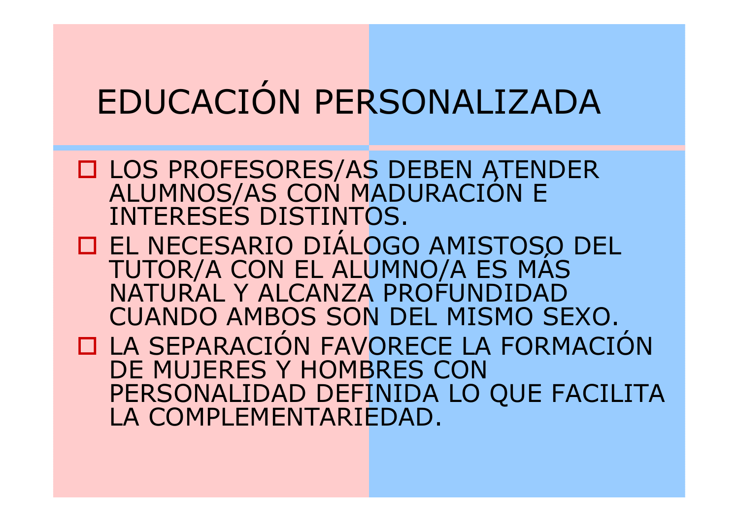# EDUCACIÓN PERSONALIZADA

- LOS PROFESORES/AS DEBEN ATENDER ALUMNOS/AS CON MADURACIÓN E INTERESES DISTINTOS.
- EL NECESARIO DIÁLOGO AMISTOSO DEL TUTOR/A CON EL ALUMNO/A ES MÁS NATURAL Y ALCANZA PROFUNDIDAD CUANDO AMBOS SON DEL MISMO SEXO.
- LA SEPARACIÓN FAVORECE LA FORMACIÓN DE MUJERES Y HOMBRES CON PERSONALIDAD DEFINIDA LO QUE FACILITA LA COMPLEMENTARIEDAD.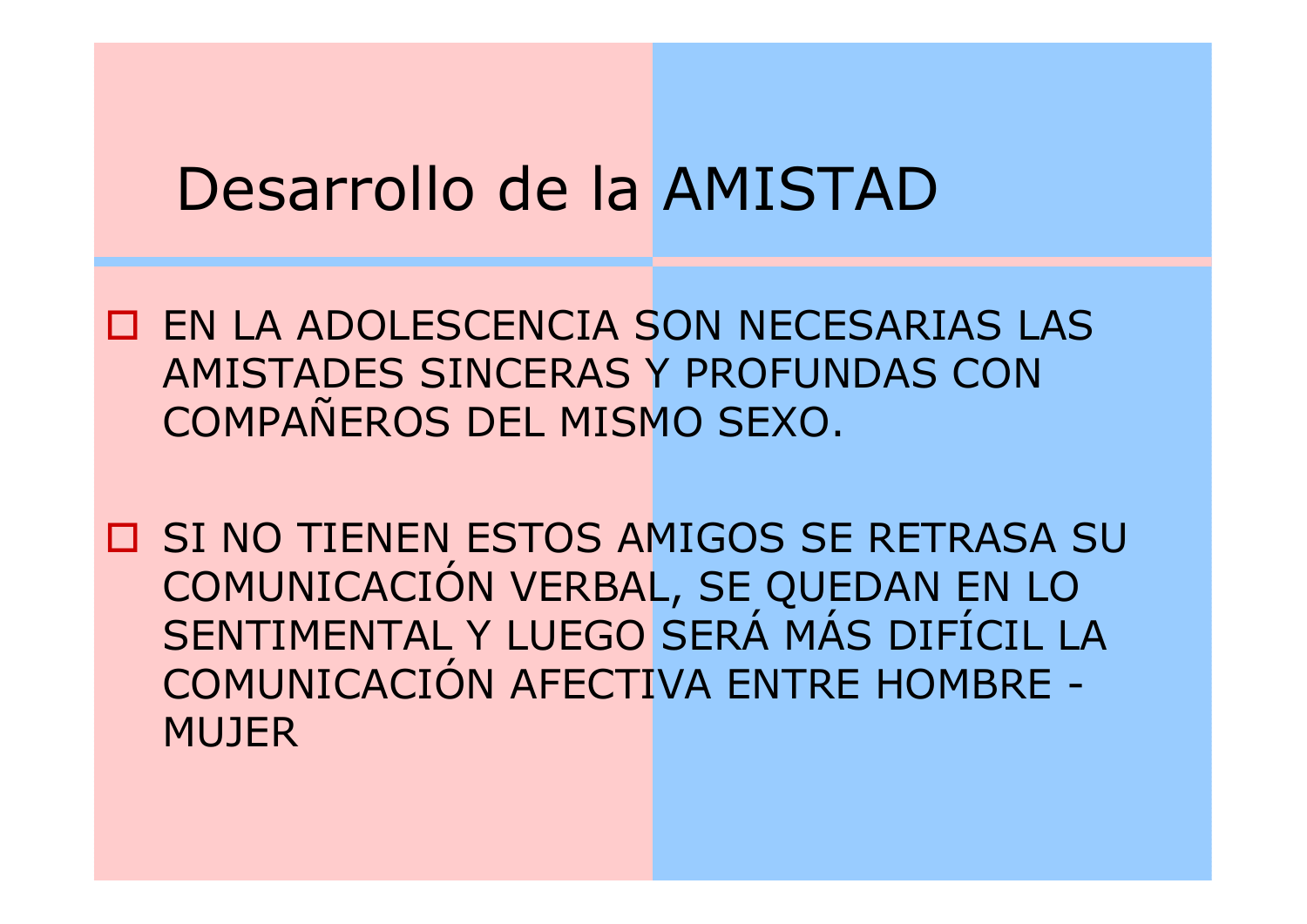# Desarrollo de la AMISTAD

- EN LA ADOLESCENCIA SON NECESARIAS LAS AMISTADES SINCERAS Y PROFUNDAS CON COMPAÑEROS DEL MISMO SEXO.

- SI NO TIENEN ESTOS AMIGOS SE RETRASA SU COMUNICACIÓN VERBAL, SE QUEDAN EN LO SENTIMENTAL Y LUEGO SERÁ MÁS DIFÍCIL LA COMUNICACIÓN AFECTIVA ENTRE HOMBRE - MUJER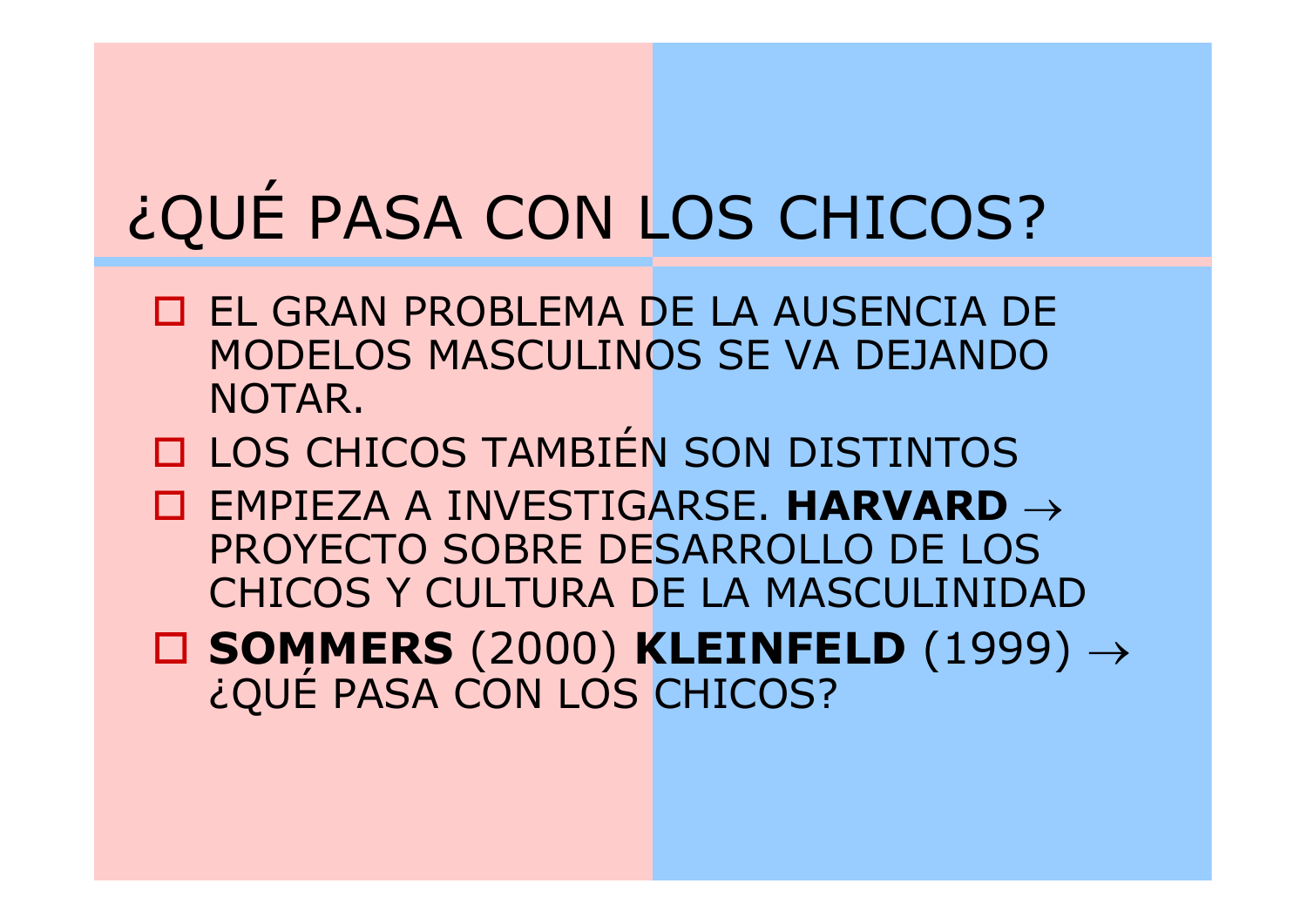# ¿QUÉ PASA CON LOS CHICOS?

- EL GRAN PROBLEMA DE LA AUSENCIA DE MODELOS MASCULINOS SE VA DEJANDO NOTAR.
- LOS CHICOS TAMBIÉN SON DISTINTOS
- EMPIEZA A INVESTIGARSE. **HARVARD** → PROYECTO SOBRE DESARROLLO DE LOS CHICOS Y CULTURA DE LA MASCULINIDAD
- **SOMMERS** (2000) **KLEINFELD** (1999) → ¿QUÉ PASA CON LOS CHICOS?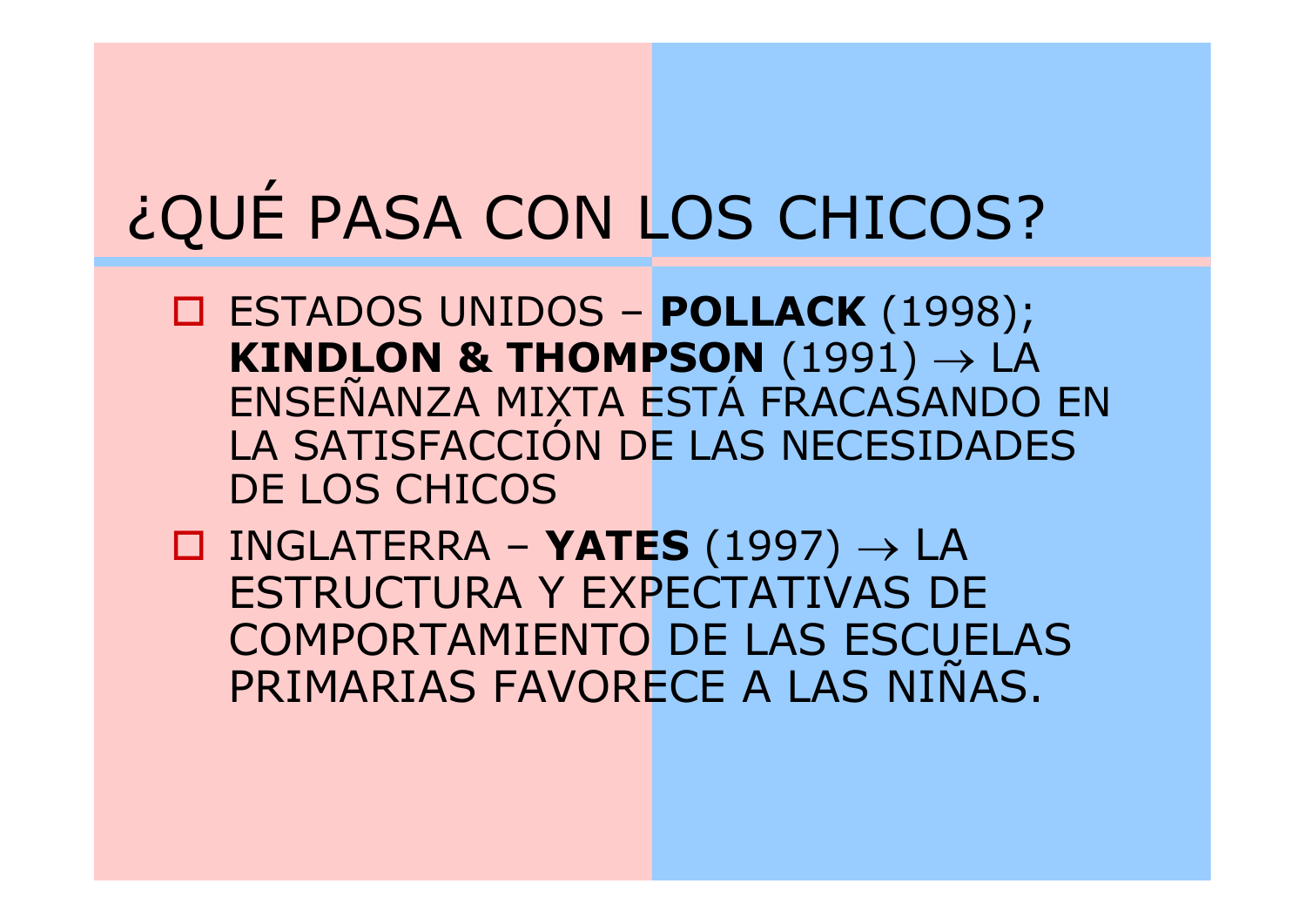# ¿QUÉ PASA CON LOS CHICOS?

- ESTADOS UNIDOS – **POLLACK** (1998); **KINDLON & THOMPSON** (1991) → LA ENSEÑANZA MIXTA ESTÁ FRACASANDO EN LA SATISFACCIÓN DE LAS NECESIDADES DE LOS CHICOS
- INGLATERRA – **YATES** (1997) → LA ESTRUCTURA Y EXPECTATIVAS DE COMPORTAMIENTO DE LAS ESCUELAS PRIMARIAS FAVORECE A LAS NIÑAS.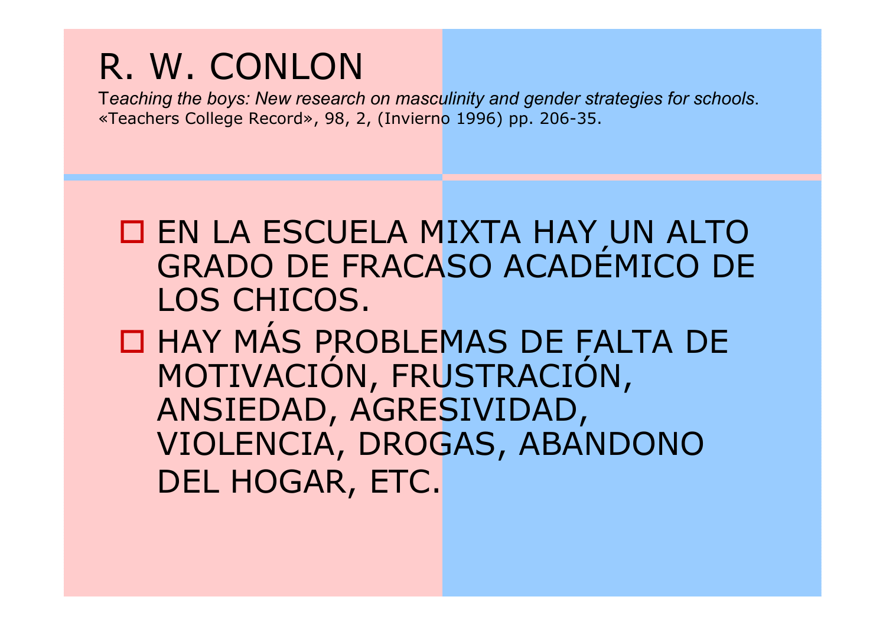# R. W. CONLON

*Teaching the boys: New research on masculinity and gender strategies for schools*. «Teachers College Record», 98, 2, (Invierno 1996) pp. 206-35.

- EN LA ESCUELA MIXTA HAY UN ALTO GRADO DE FRACASO ACADÉMICO DE LOS CHICOS.
- HAY MÁS PROBLEMAS DE FALTA DE MOTIVACIÓN, FRUSTRACIÓN, ANSIEDAD, AGRESIVIDAD, VIOLENCIA, DROGAS, ABANDONO DEL HOGAR, ETC.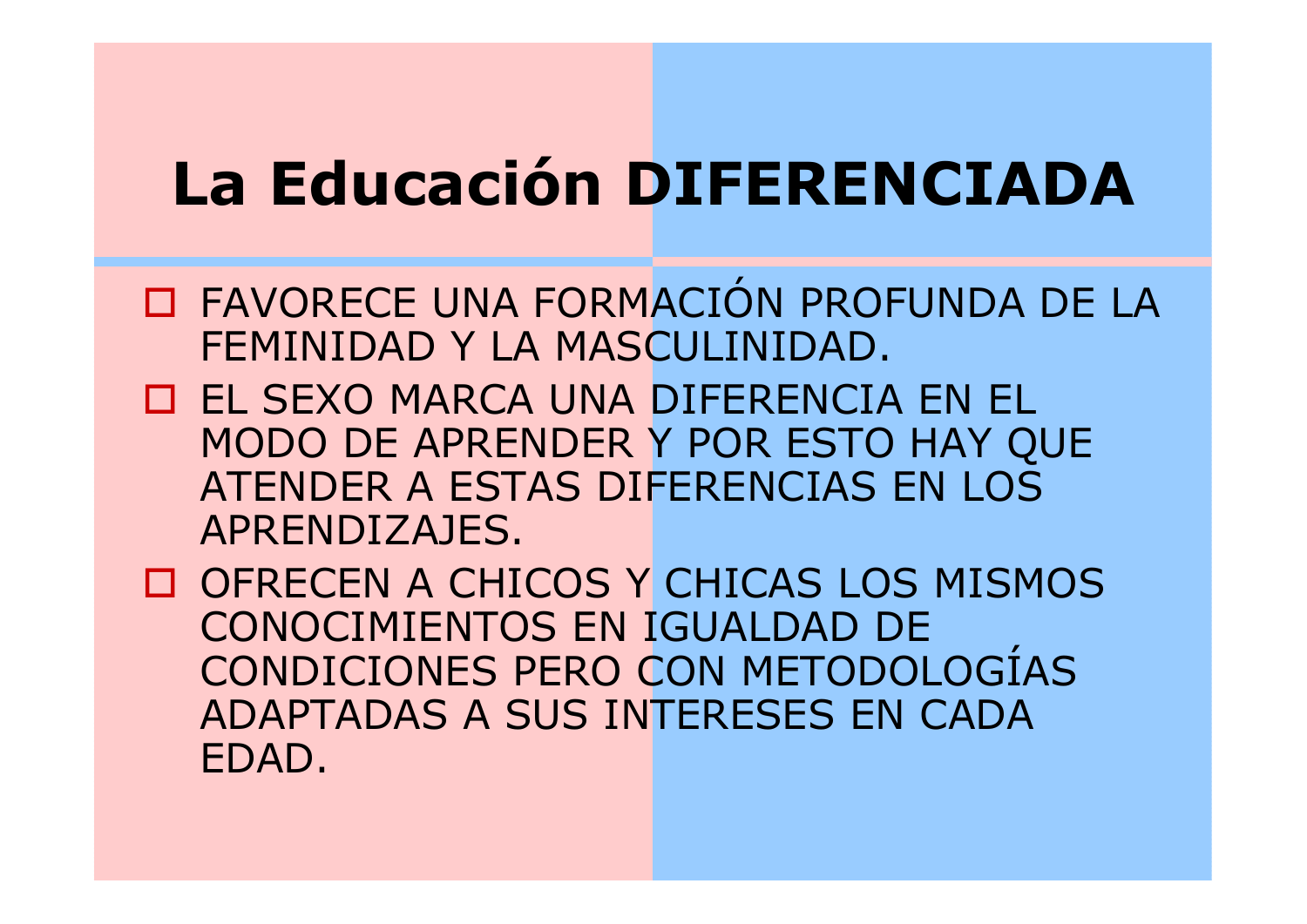# La Educación DIFERENCIADA

- FAVORECE UNA FORMACIÓN PROFUNDA DE LA FEMINIDAD Y LA MASCULINIDAD.
- EL SEXO MARCA UNA DIFERENCIA EN EL MODO DE APRENDER Y POR ESTO HAY QUE ATENDER A ESTAS DIFERENCIAS EN LOS APRENDIZAJES.
- OFRECEN A CHICOS Y CHICAS LOS MISMOS CONOCIMIENTOS EN IGUALDAD DE CONDICIONES PERO CON METODOLOGÍAS ADAPTADAS A SUS INTERESES EN CADA EDAD.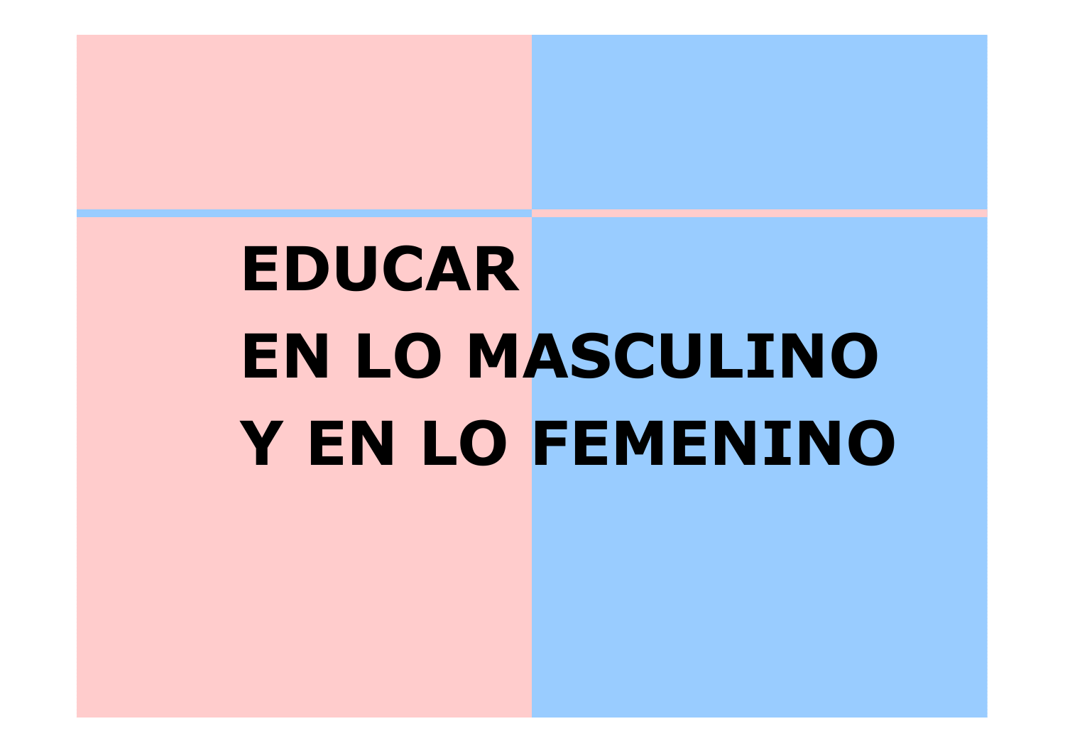# EDUCAR EN LO MASCULINO Y EN LO FEMENINO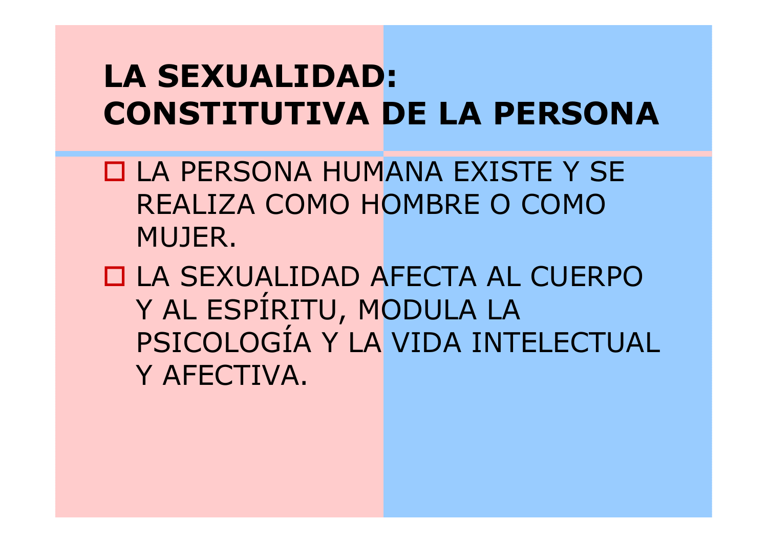# LA SEXUALIDAD: CONSTITUTIVA DE LA PERSONA

- LA PERSONA HUMANA EXISTE Y SE REALIZA COMO HOMBRE O COMO MUJER.
- LA SEXUALIDAD AFECTA AL CUERPO Y AL ESPÍRITU, MODULA LA PSICOLOGÍA Y LA VIDA INTELECTUAL Y AFECTIVA.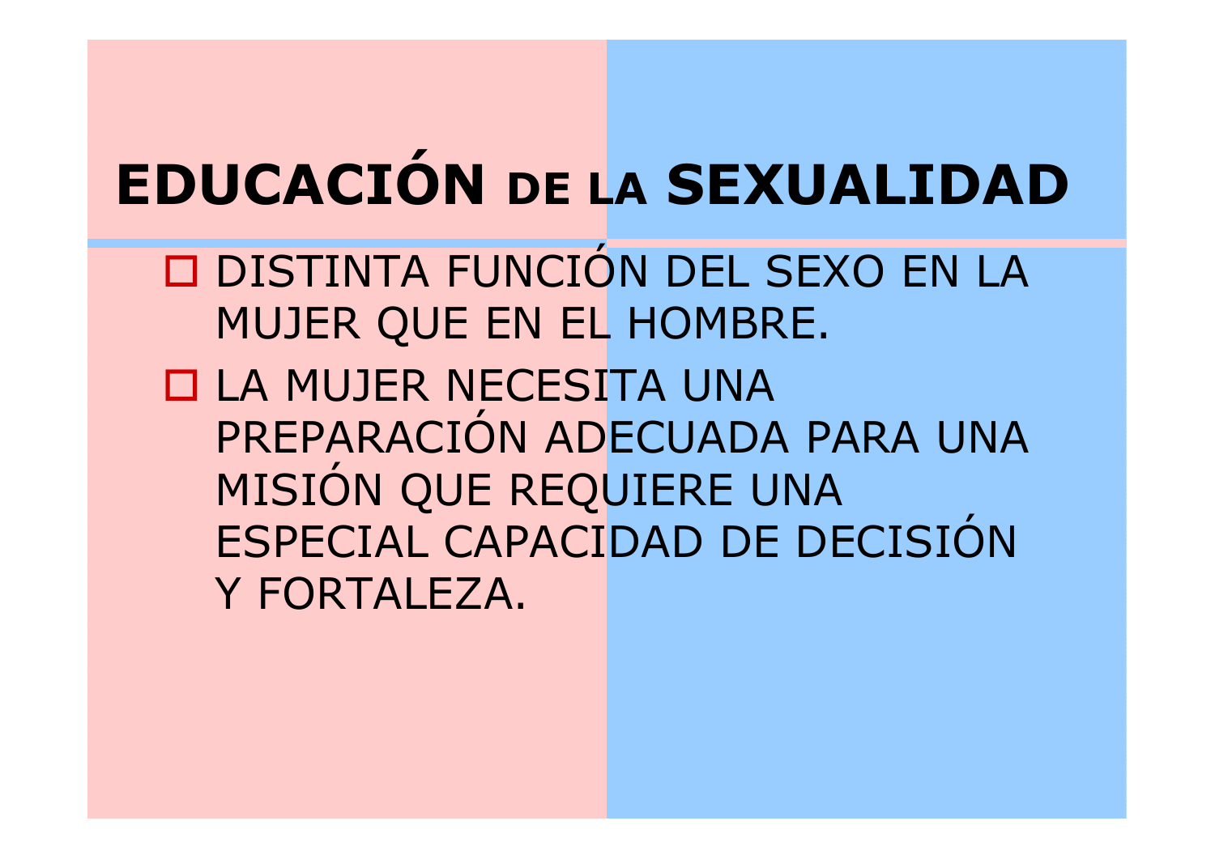# EDUCACIÓN DE LA SEXUALIDAD

- DISTINTA FUNCIÓN DEL SEXO EN LA MUJER QUE EN EL HOMBRE.
- LA MUJER NECESITA UNA PREPARACIÓN ADECUADA PARA UNA MISIÓN QUE REQUIERE UNA ESPECIAL CAPACIDAD DE DECISIÓN Y FORTALEZA.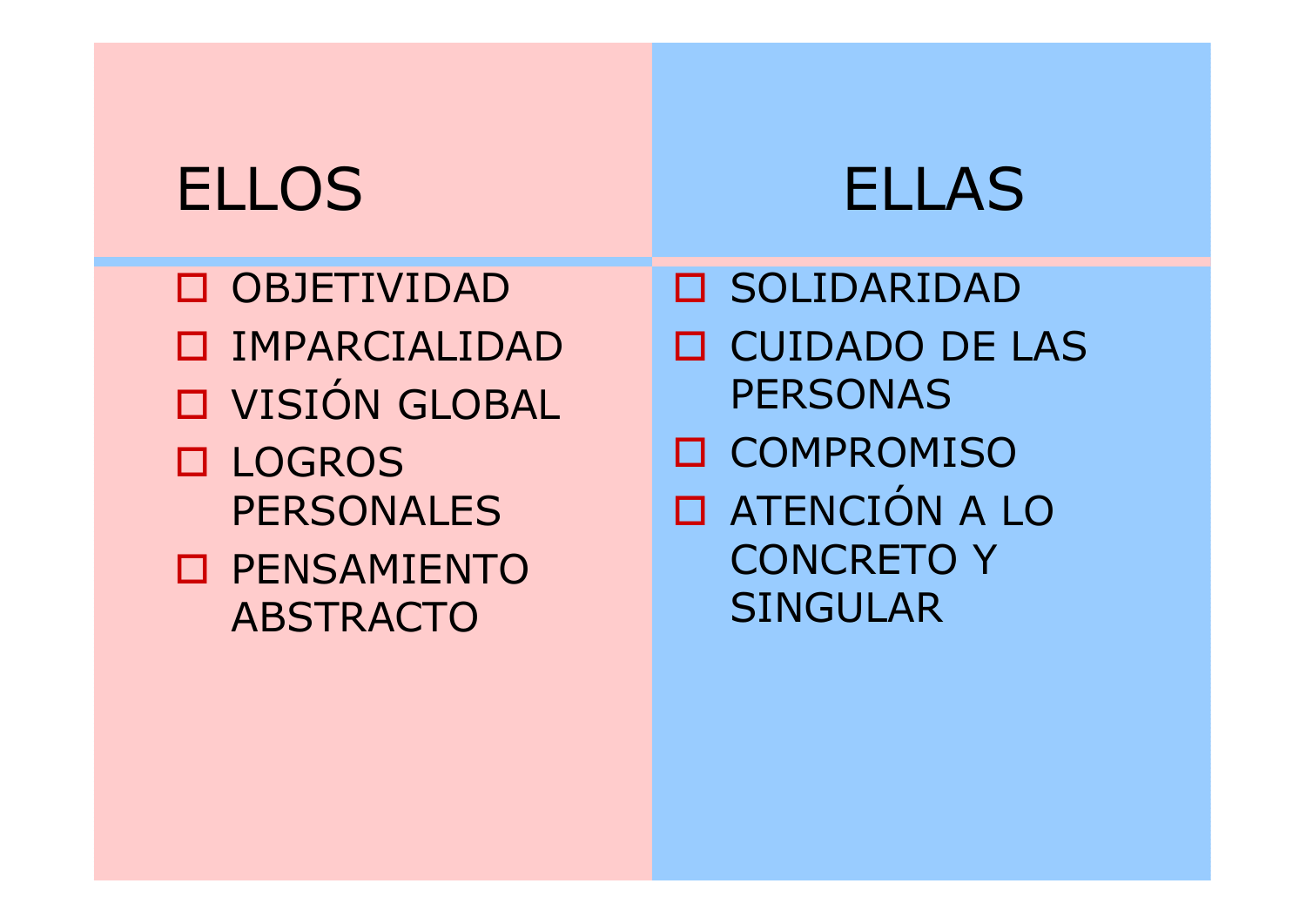| ELLOS | ELLAS |
| --- | --- |
| OBJETIVIDAD | SOLIDARIDAD |
| IMPARCIALIDAD | CUIDADO DE LAS PERSONAS |
| VISIÓN GLOBAL | COMPROMISO |
| LOGROS PERSONALES | ATENCIÓN A LO CONCRETO Y SINGULAR |
| PENSAMIENTO ABSTRACTO | |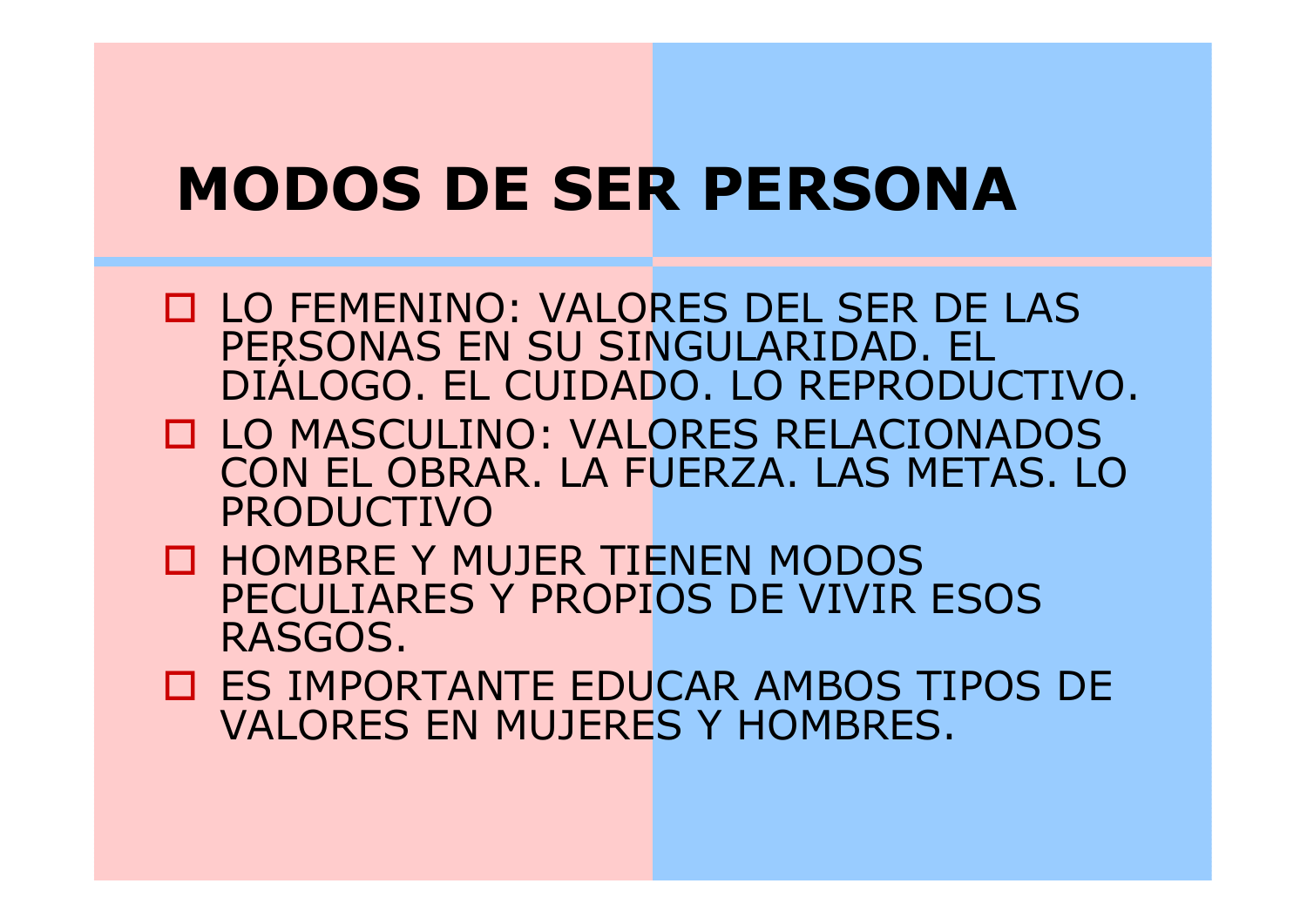# MODOS DE SER PERSONA

- LO FEMENINO: VALORES DEL SER DE LAS PERSONAS EN SU SINGULARIDAD. EL DIÁLOGO. EL CUIDADO. LO REPRODUCTIVO.
- LO MASCULINO: VALORES RELACIONADOS CON EL OBRAR. LA FUERZA. LAS METAS. LO PRODUCTIVO
- HOMBRE Y MUJER TIENEN MODOS PECULIARES Y PROPIOS DE VIVIR ESOS RASGOS.
- ES IMPORTANTE EDUCAR AMBOS TIPOS DE VALORES EN MUJERES Y HOMBRES.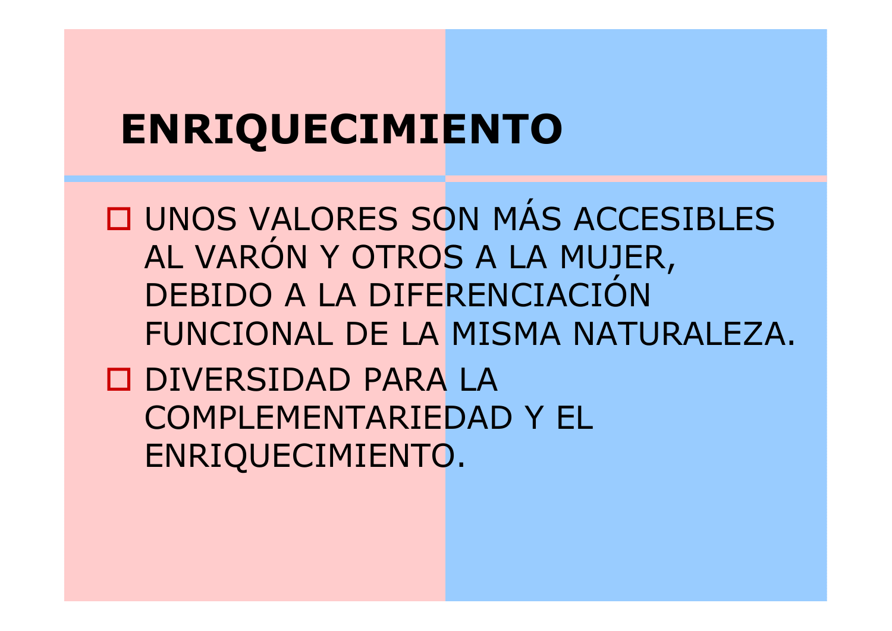# ENRIQUECIMIENTO

- UNOS VALORES SON MÁS ACCESIBLES AL VARÓN Y OTROS A LA MUJER, DEBIDO A LA DIFERENCIACIÓN FUNCIONAL DE LA MISMA NATURALEZA.
- DIVERSIDAD PARA LA COMPLEMENTARIEDAD Y EL ENRIQUECIMIENTO.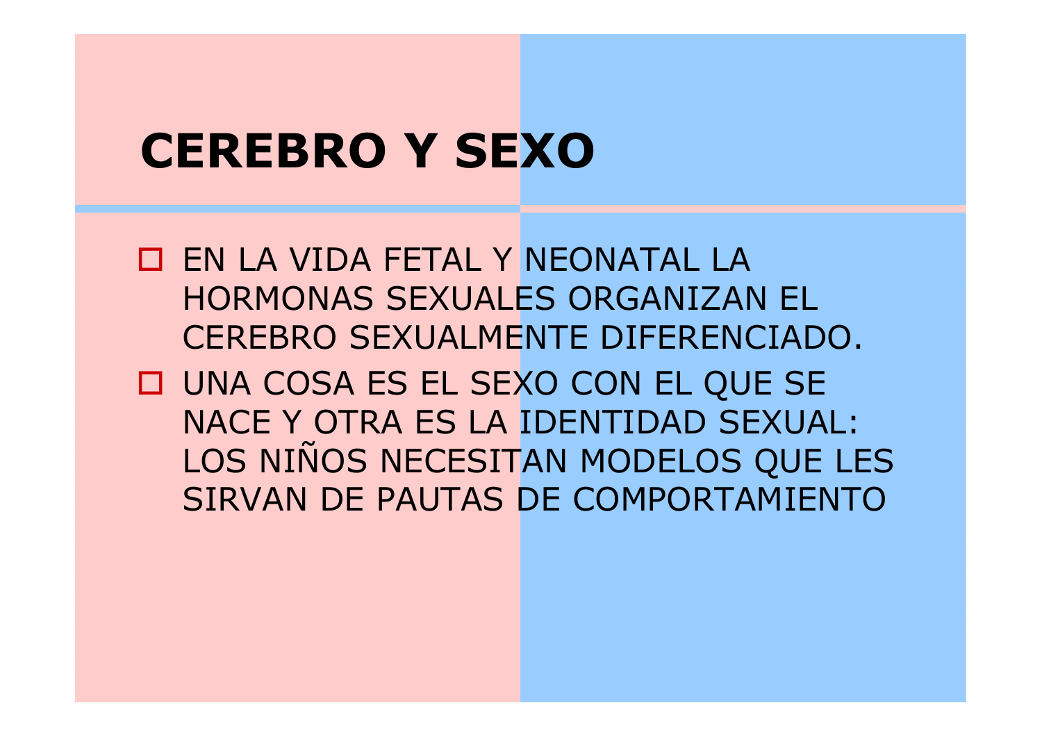# CEREBRO Y SEXO

- EN LA VIDA FETAL Y NEONATAL LA HORMONAS SEXUALES ORGANIZAN EL CEREBRO SEXUALMENTE DIFERENCIADO.
- UNA COSA ES EL SEXO CON EL QUE SE NACE Y OTRA ES LA IDENTIDAD SEXUAL: LOS NIÑOS NECESITAN MODELOS QUE LES SIRVAN DE PAUTAS DE COMPORTAMIENTO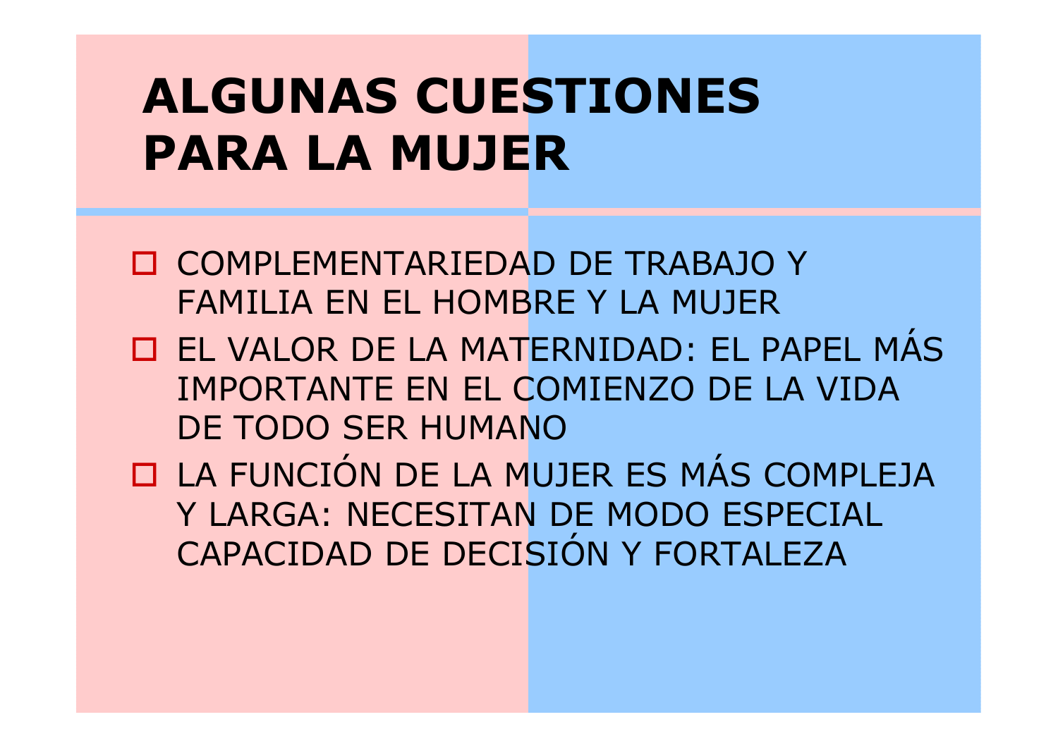# ALGUNAS CUESTIONES PARA LA MUJER

- COMPLEMENTARIEDAD DE TRABAJO Y FAMILIA EN EL HOMBRE Y LA MUJER
- EL VALOR DE LA MATERNIDAD: EL PAPEL MÁS IMPORTANTE EN EL COMIENZO DE LA VIDA DE TODO SER HUMANO
- LA FUNCIÓN DE LA MUJER ES MÁS COMPLEJA Y LARGA: NECESITAN DE MODO ESPECIAL CAPACIDAD DE DECISIÓN Y FORTALEZA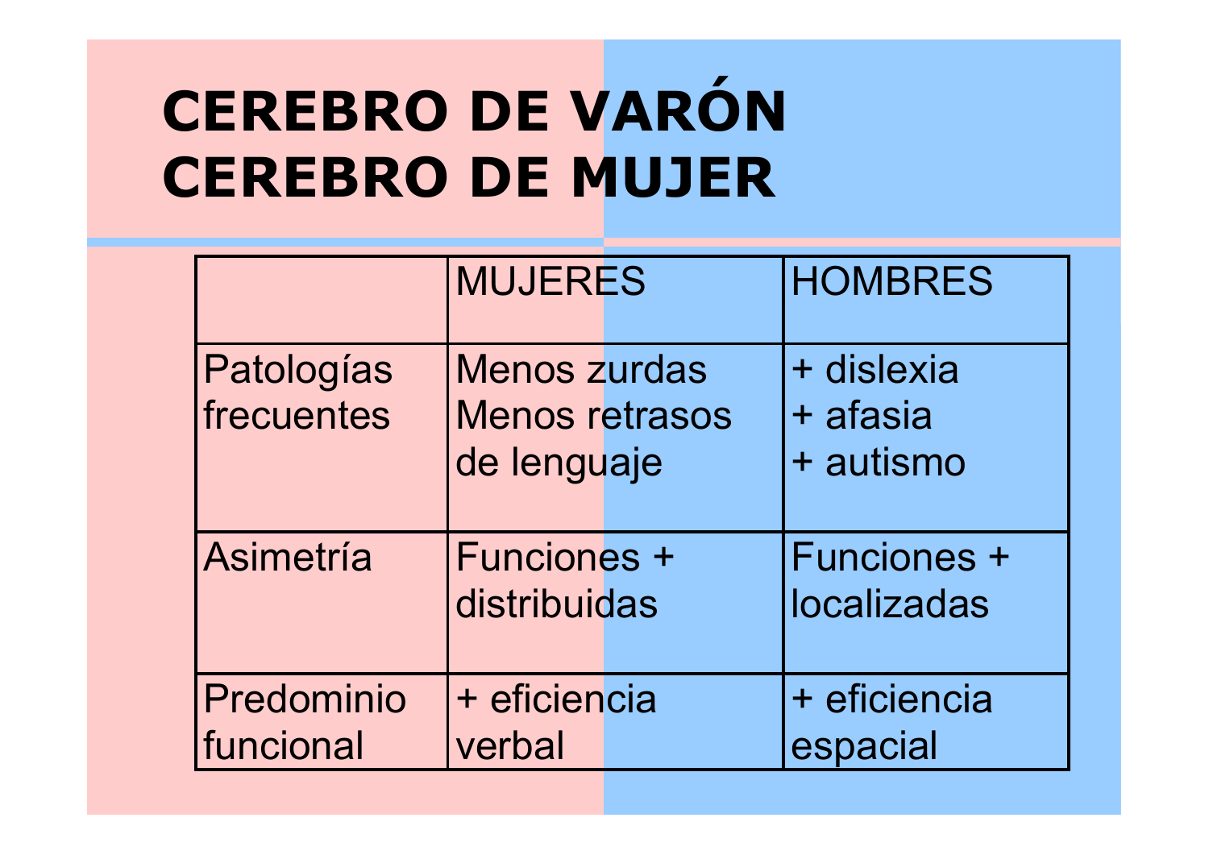# CEREBRO DE VARÓN
# CEREBRO DE MUJER

| | MUJERES | HOMBRES |
|---|---|---|
| Patologías frecuentes | Menos zurdas<br>Menos retrasos de lenguaje | + dislexia<br>+ afasia<br>+ autismo |
| Asimetría | Funciones + distribuidas | Funciones + localizadas |
| Predominio funcional | + eficiencia verbal | + eficiencia espacial |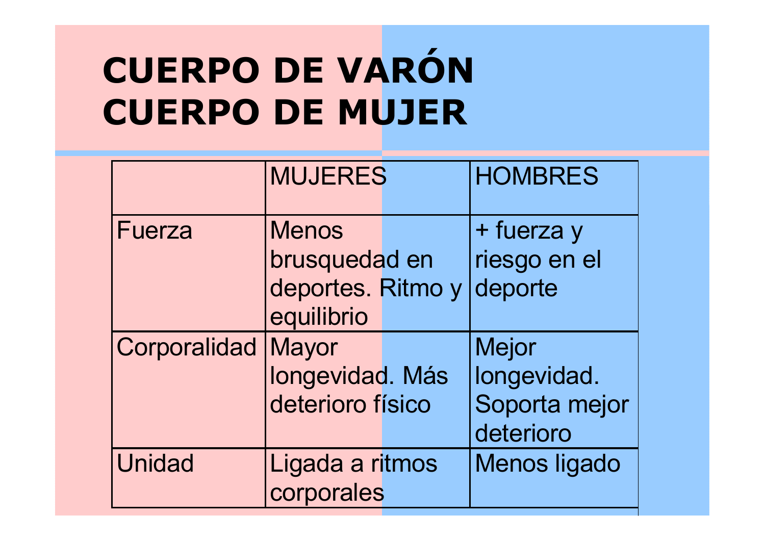# CUERPO DE VARÓN
# CUERPO DE MUJER

| | MUJERES | HOMBRES |
|---|---|---|
| Fuerza | Menos brusquedad en deportes. Ritmo y equilibrio | + fuerza y riesgo en el deporte |
| Corporalidad | Mayor longevidad. Más deterioro físico | Mejor longevidad. Soporta mejor deterioro |
| Unidad | Ligada a ritmos corporales | Menos ligado |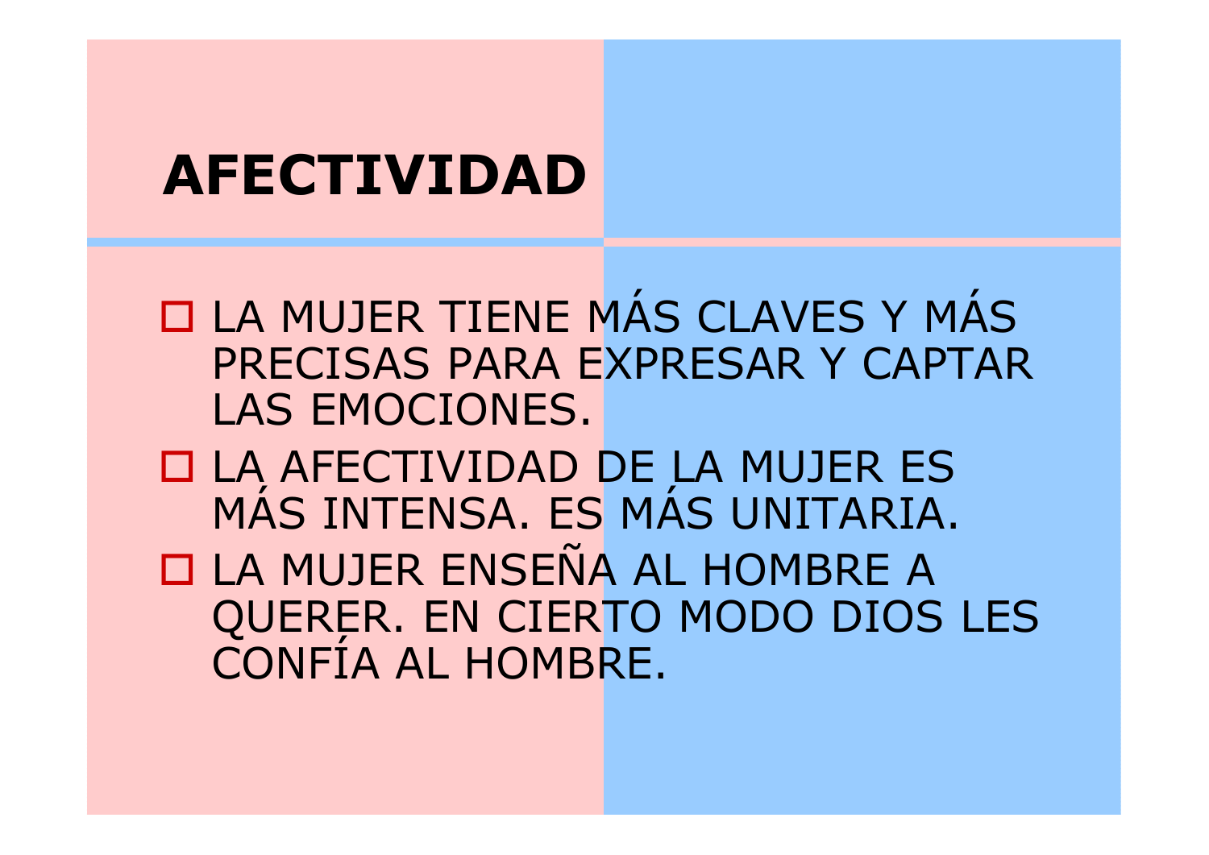# AFECTIVIDAD

- LA MUJER TIENE MÁS CLAVES Y MÁS PRECISAS PARA EXPRESAR Y CAPTAR LAS EMOCIONES.
- LA AFECTIVIDAD DE LA MUJER ES MÁS INTENSA. ES MÁS UNITARIA.
- LA MUJER ENSEÑA AL HOMBRE A QUERER. EN CIERTO MODO DIOS LES CONFÍA AL HOMBRE.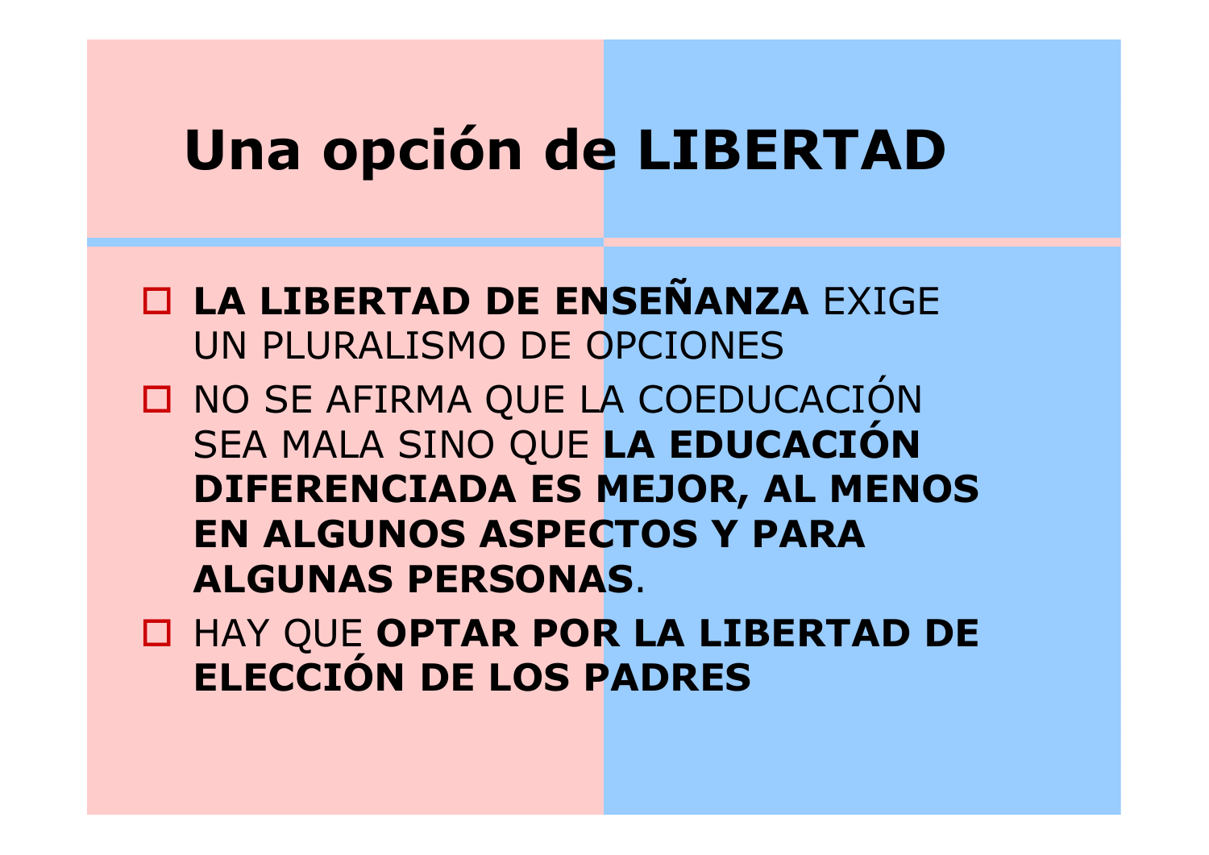# Una opción de LIBERTAD

- **LA LIBERTAD DE ENSEÑANZA** EXIGE UN PLURALISMO DE OPCIONES
- NO SE AFIRMA QUE LA COEDUCACIÓN SEA MALA SINO QUE **LA EDUCACIÓN DIFERENCIADA ES MEJOR, AL MENOS EN ALGUNOS ASPECTOS Y PARA ALGUNAS PERSONAS**.
- HAY QUE **OPTAR POR LA LIBERTAD DE ELECCIÓN DE LOS PADRES**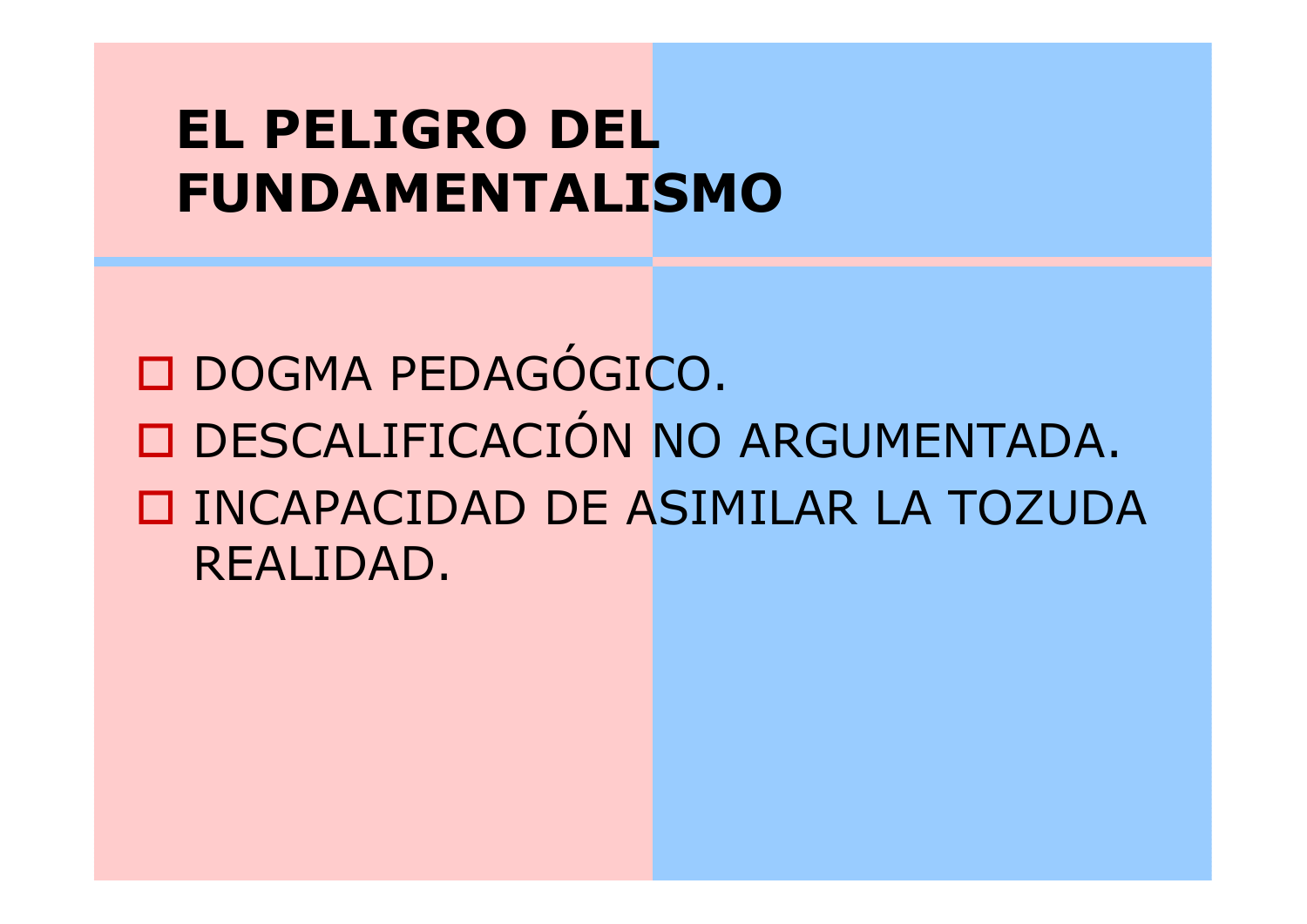# EL PELIGRO DEL FUNDAMENTALISMO

- DOGMA PEDAGÓGICO.
- DESCALIFICACIÓN NO ARGUMENTADA.
- INCAPACIDAD DE ASIMILAR LA TOZUDA REALIDAD.